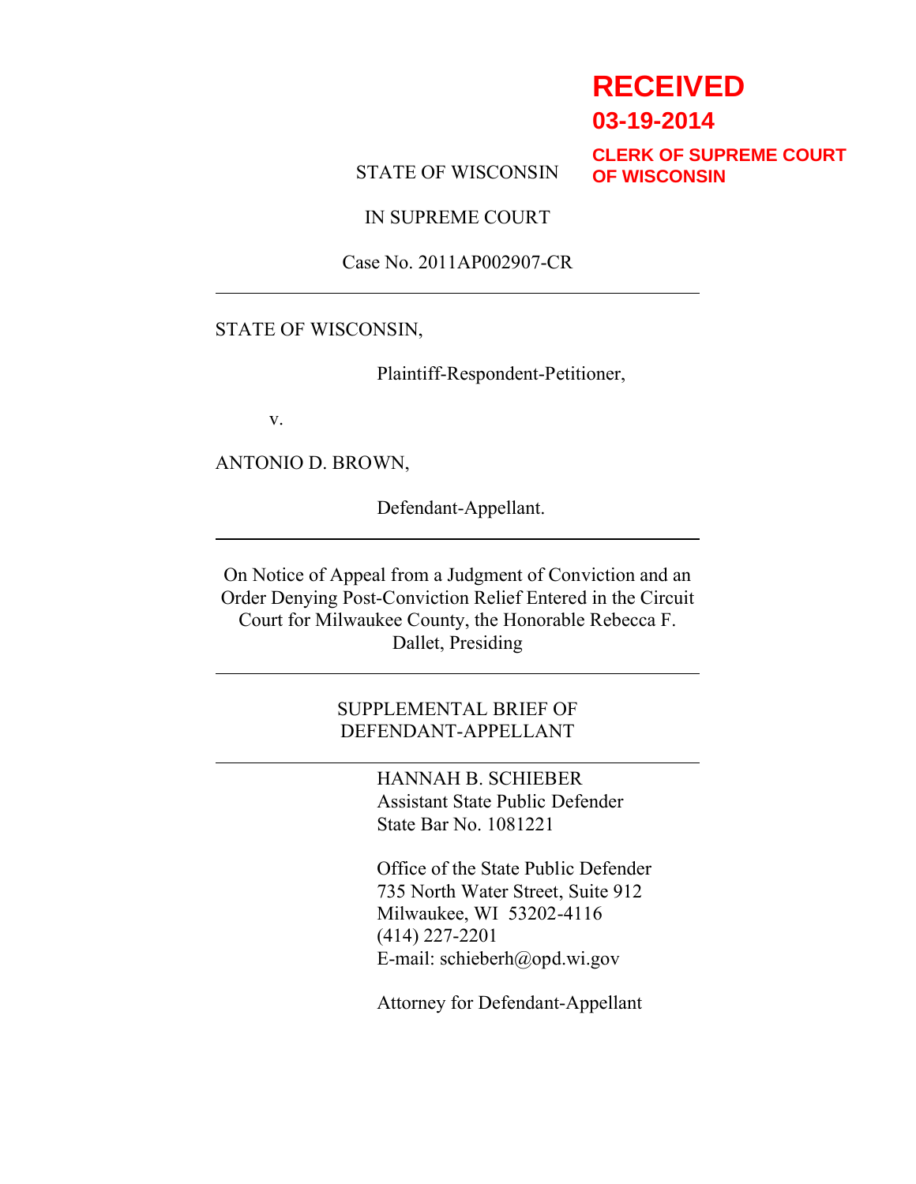**RECEIVED**
**03-19-2014**
**CLERK OF SUPREME COURT OF WISCONSIN**

STATE OF WISCONSIN

IN SUPREME COURT

Case No. 2011AP002907-CR

---

STATE OF WISCONSIN,

Plaintiff-Respondent-Petitioner,

v.

ANTONIO D. BROWN,

Defendant-Appellant.

---

On Notice of Appeal from a Judgment of Conviction and an Order Denying Post-Conviction Relief Entered in the Circuit Court for Milwaukee County, the Honorable Rebecca F. Dallet, Presiding

---

SUPPLEMENTAL BRIEF OF DEFENDANT-APPELLANT

---

HANNAH B. SCHIEBER
Assistant State Public Defender
State Bar No. 1081221

Office of the State Public Defender
735 North Water Street, Suite 912
Milwaukee, WI 53202-4116
(414) 227-2201
E-mail: schieberh@opd.wi.gov

Attorney for Defendant-Appellant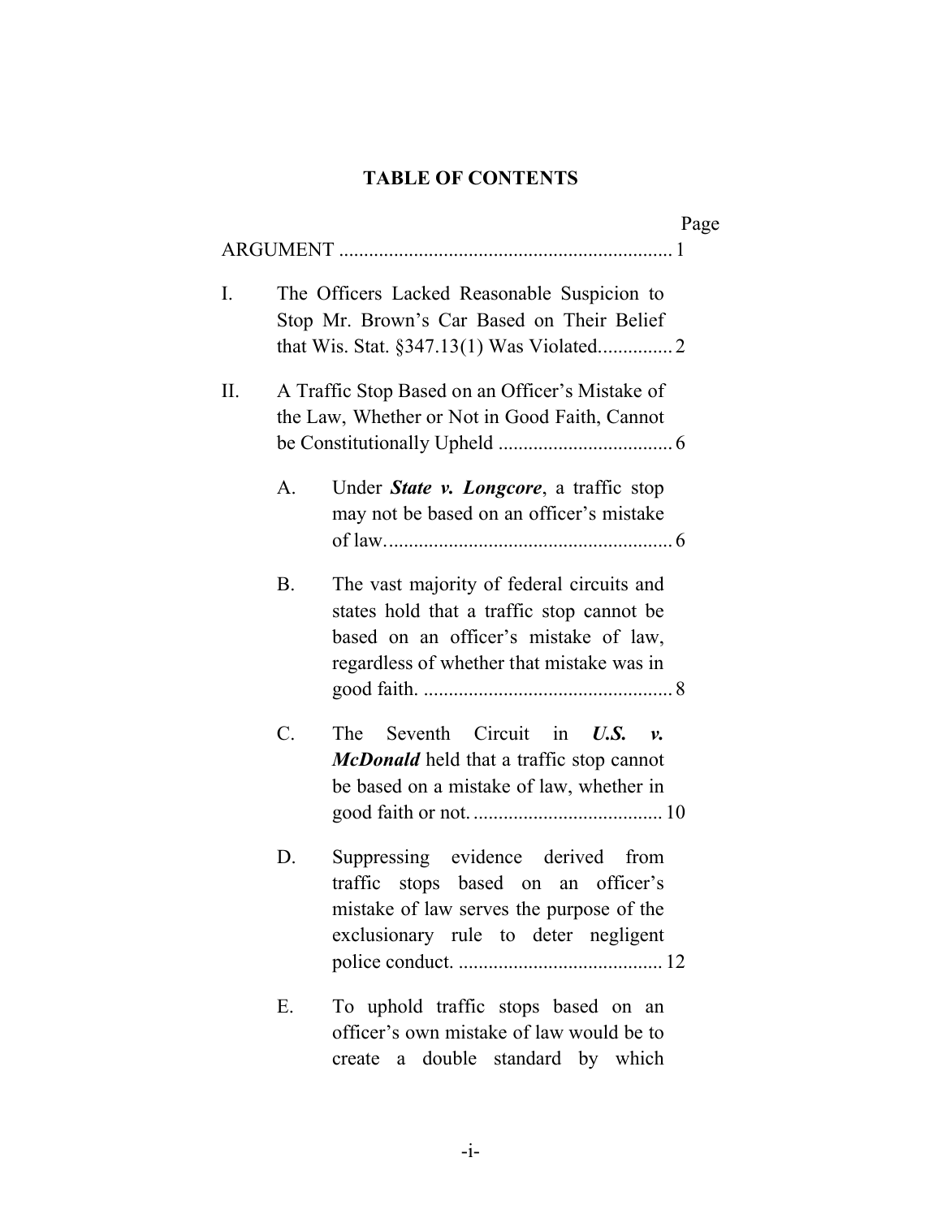**TABLE OF CONTENTS**

Page

ARGUMENT ..................................................................... 1

I. The Officers Lacked Reasonable Suspicion to Stop Mr. Brown's Car Based on Their Belief that Wis. Stat. §347.13(1) Was Violated.............. 2

II. A Traffic Stop Based on an Officer's Mistake of the Law, Whether or Not in Good Faith, Cannot be Constitutionally Upheld .................................. 6

   A. Under ***State v. Longcore***, a traffic stop may not be based on an officer's mistake of law......................................................... 6

   B. The vast majority of federal circuits and states hold that a traffic stop cannot be based on an officer's mistake of law, regardless of whether that mistake was in good faith. .................................................. 8

   C. The Seventh Circuit in ***U.S. v. McDonald*** held that a traffic stop cannot be based on a mistake of law, whether in good faith or not. ..................................... 10

   D. Suppressing evidence derived from traffic stops based on an officer's mistake of law serves the purpose of the exclusionary rule to deter negligent police conduct. ......................................... 12

   E. To uphold traffic stops based on an officer's own mistake of law would be to create a double standard by which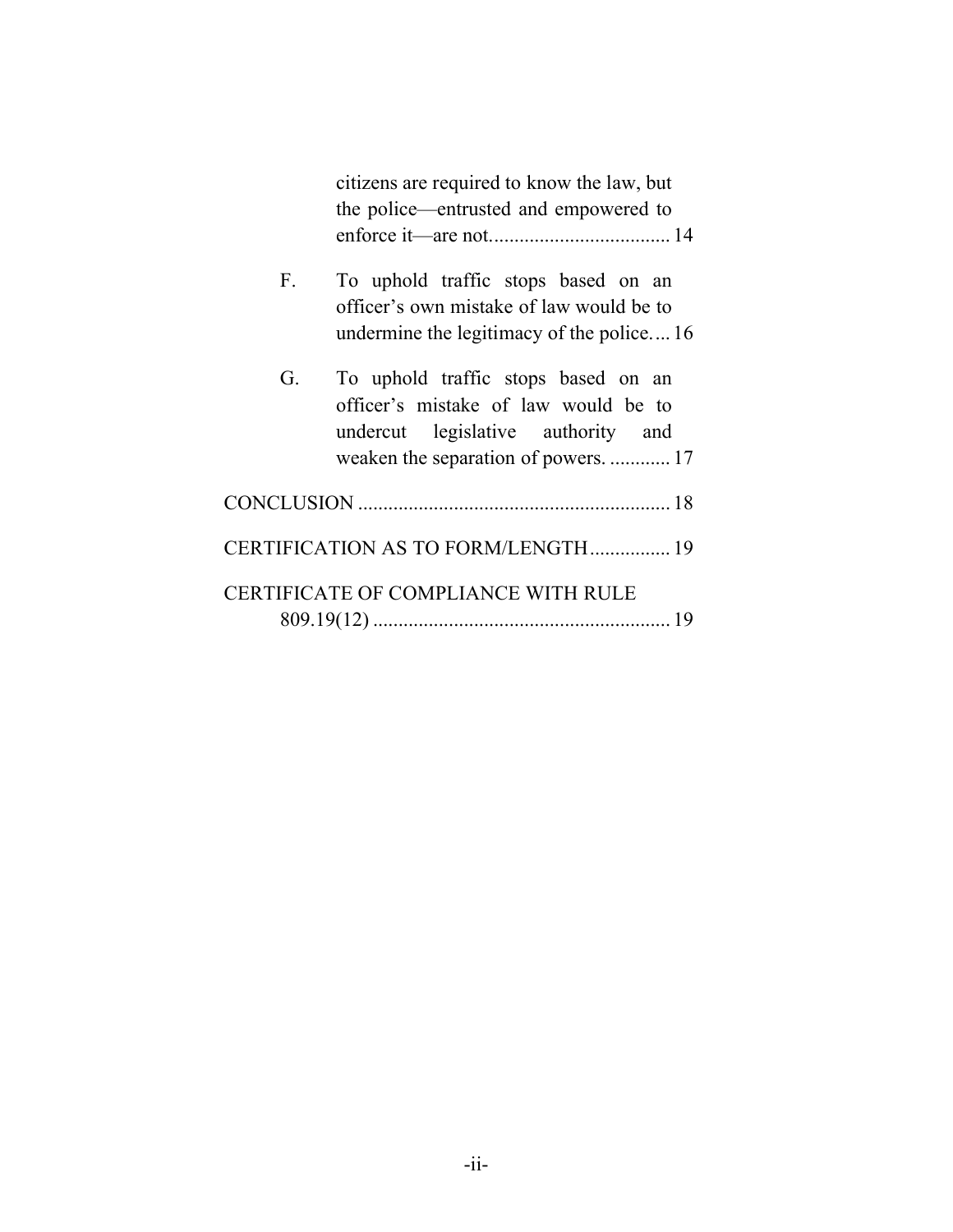citizens are required to know the law, but the police—entrusted and empowered to enforce it—are not. .................................. 14

F. To uphold traffic stops based on an officer's own mistake of law would be to undermine the legitimacy of the police. ... 16

G. To uphold traffic stops based on an officer's mistake of law would be to undercut legislative authority and weaken the separation of powers. ............ 17

CONCLUSION ............................................................. 18

CERTIFICATION AS TO FORM/LENGTH ................ 19

CERTIFICATE OF COMPLIANCE WITH RULE 809.19(12) ........................................................... 19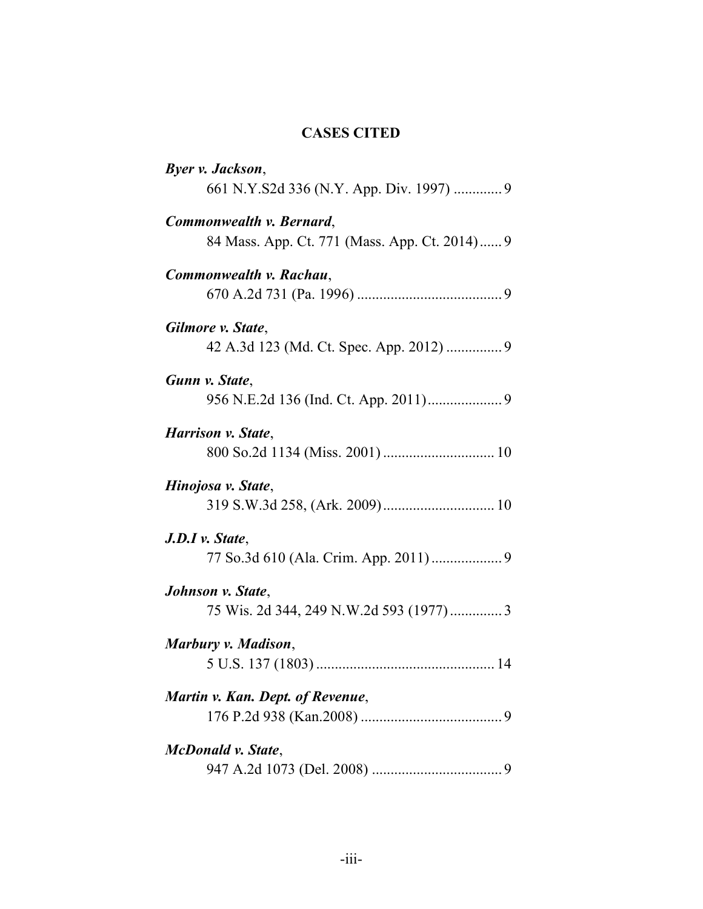## CASES CITED

***Byer v. Jackson***,
661 N.Y.S2d 336 (N.Y. App. Div. 1997) ............. 9

***Commonwealth v. Bernard***,
84 Mass. App. Ct. 771 (Mass. App. Ct. 2014)...... 9

***Commonwealth v. Rachau***,
670 A.2d 731 (Pa. 1996) ....................................... 9

***Gilmore v. State***,
42 A.3d 123 (Md. Ct. Spec. App. 2012) ............... 9

***Gunn v. State***,
956 N.E.2d 136 (Ind. Ct. App. 2011).................... 9

***Harrison v. State***,
800 So.2d 1134 (Miss. 2001) .............................. 10

***Hinojosa v. State***,
319 S.W.3d 258, (Ark. 2009).............................. 10

***J.D.I v. State***,
77 So.3d 610 (Ala. Crim. App. 2011) ................... 9

***Johnson v. State***,
75 Wis. 2d 344, 249 N.W.2d 593 (1977) .............. 3

***Marbury v. Madison***,
5 U.S. 137 (1803) ................................................ 14

***Martin v. Kan. Dept. of Revenue***,
176 P.2d 938 (Kan.2008) ...................................... 9

***McDonald v. State***,
947 A.2d 1073 (Del. 2008) ................................... 9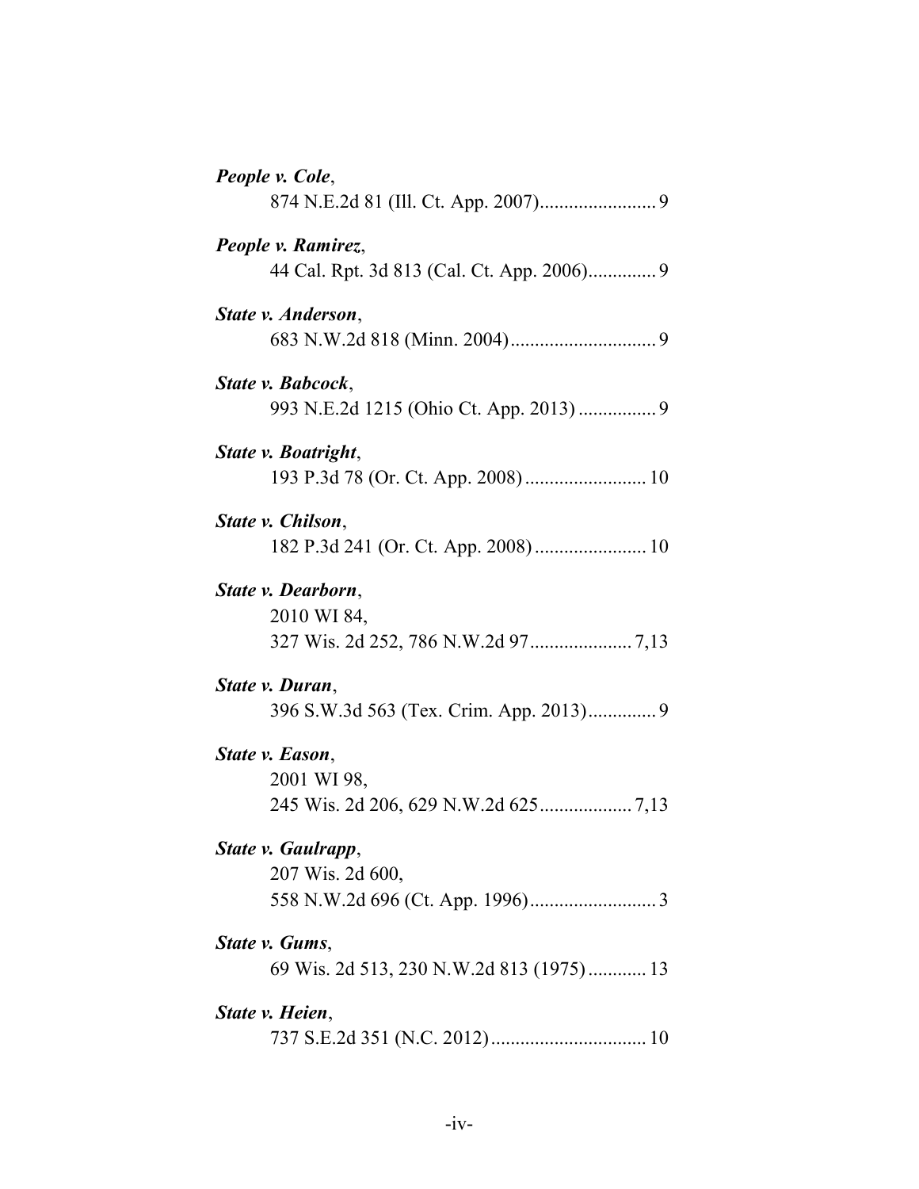***People v. Cole***,
874 N.E.2d 81 (Ill. Ct. App. 2007)........................ 9

***People v. Ramirez***,
44 Cal. Rpt. 3d 813 (Cal. Ct. App. 2006).............. 9

***State v. Anderson***,
683 N.W.2d 818 (Minn. 2004).............................. 9

***State v. Babcock***,
993 N.E.2d 1215 (Ohio Ct. App. 2013) ................ 9

***State v. Boatright***,
193 P.3d 78 (Or. Ct. App. 2008)......................... 10

***State v. Chilson***,
182 P.3d 241 (Or. Ct. App. 2008)....................... 10

***State v. Dearborn***,
2010 WI 84,
327 Wis. 2d 252, 786 N.W.2d 97..................... 7,13

***State v. Duran***,
396 S.W.3d 563 (Tex. Crim. App. 2013).............. 9

***State v. Eason***,
2001 WI 98,
245 Wis. 2d 206, 629 N.W.2d 625................... 7,13

***State v. Gaulrapp***,
207 Wis. 2d 600,
558 N.W.2d 696 (Ct. App. 1996).......................... 3

***State v. Gums***,
69 Wis. 2d 513, 230 N.W.2d 813 (1975) ............ 13

***State v. Heien***,
737 S.E.2d 351 (N.C. 2012)................................ 10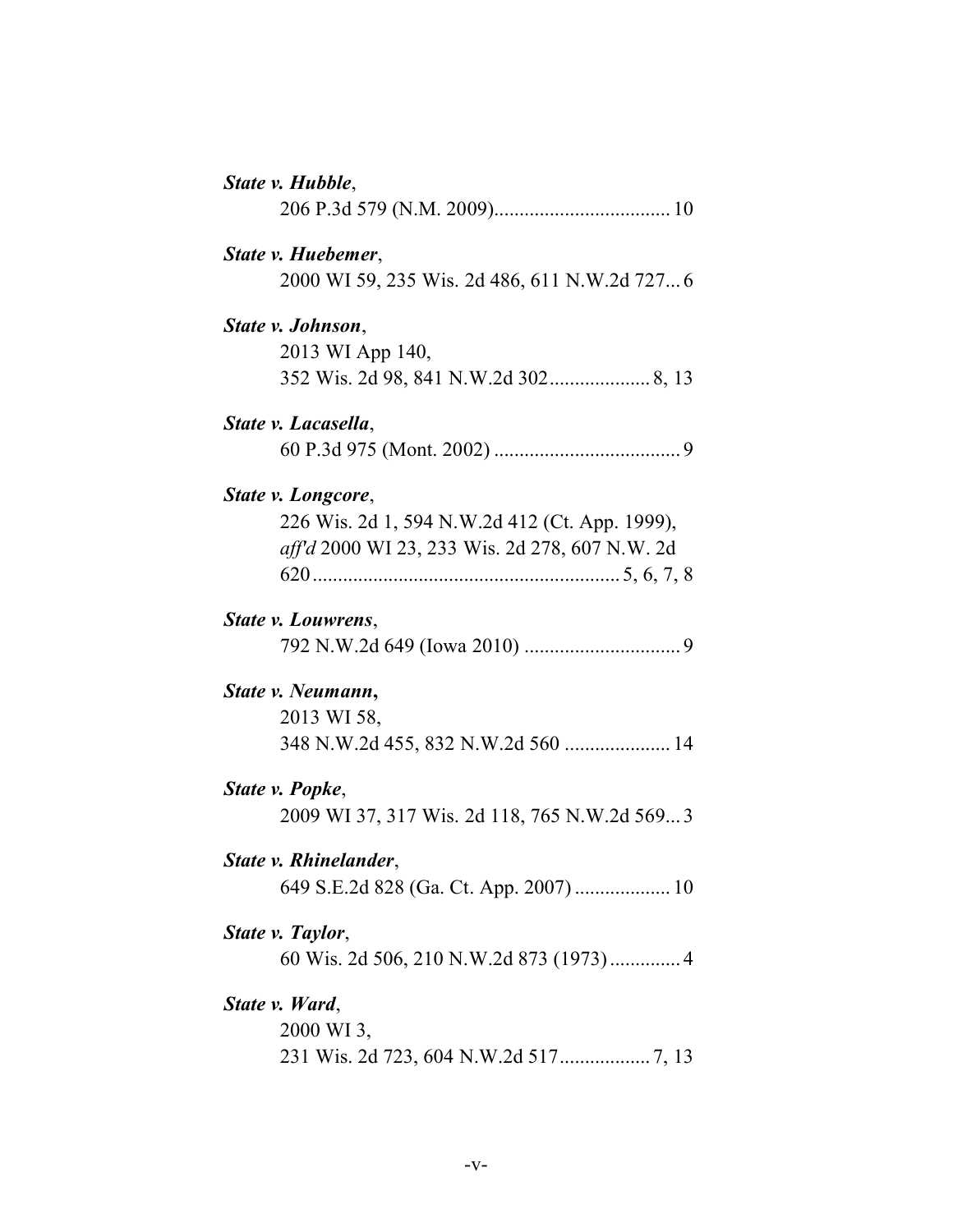***State v. Hubble***,
206 P.3d 579 (N.M. 2009)................................... 10

***State v. Huebemer***,
2000 WI 59, 235 Wis. 2d 486, 611 N.W.2d 727... 6

***State v. Johnson***,
2013 WI App 140,
352 Wis. 2d 98, 841 N.W.2d 302.................... 8, 13

***State v. Lacasella***,
60 P.3d 975 (Mont. 2002) ..................................... 9

***State v. Longcore***,
226 Wis. 2d 1, 594 N.W.2d 412 (Ct. App. 1999),
*aff'd* 2000 WI 23, 233 Wis. 2d 278, 607 N.W. 2d
620............................................................. 5, 6, 7, 8

***State v. Louwrens***,
792 N.W.2d 649 (Iowa 2010) ............................... 9

***State v. Neumann***,
2013 WI 58,
348 N.W.2d 455, 832 N.W.2d 560 ..................... 14

***State v. Popke***,
2009 WI 37, 317 Wis. 2d 118, 765 N.W.2d 569... 3

***State v. Rhinelander***,
649 S.E.2d 828 (Ga. Ct. App. 2007) ................... 10

***State v. Taylor***,
60 Wis. 2d 506, 210 N.W.2d 873 (1973) .............. 4

***State v. Ward***,
2000 WI 3,
231 Wis. 2d 723, 604 N.W.2d 517.................. 7, 13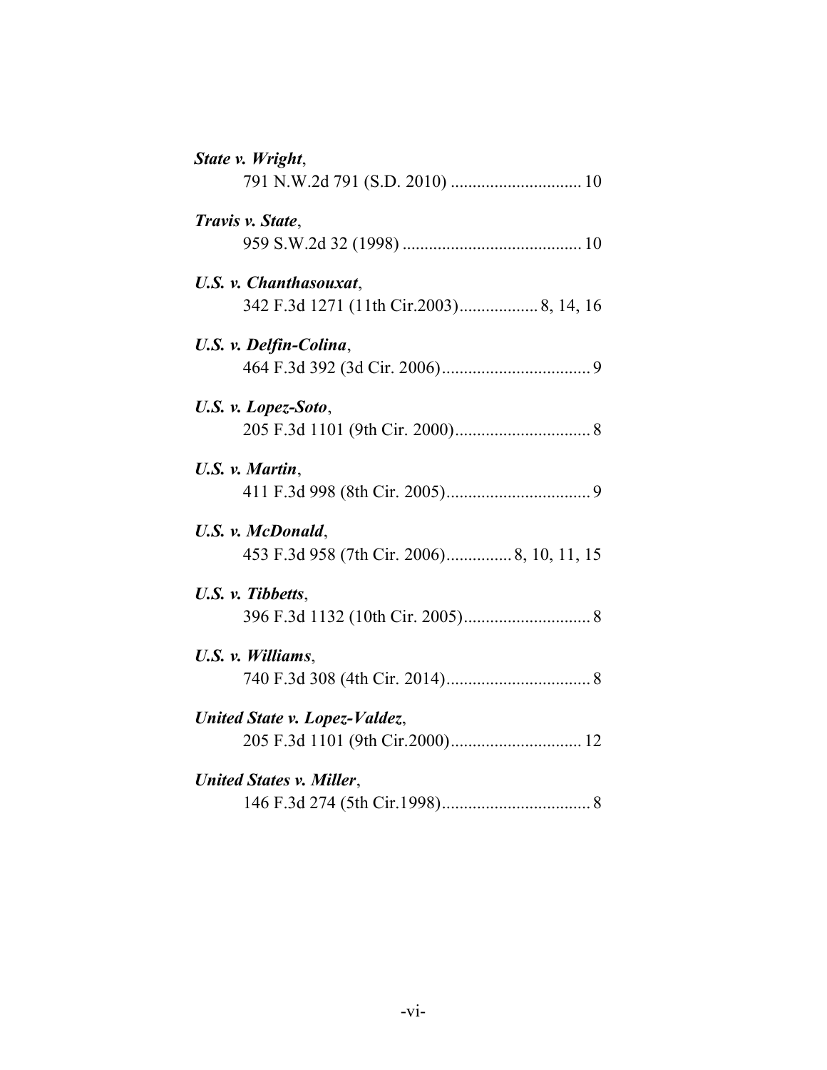***State v. Wright***,
791 N.W.2d 791 (S.D. 2010) .............................. 10

***Travis v. State***,
959 S.W.2d 32 (1998) ......................................... 10

***U.S. v. Chanthasouxat***,
342 F.3d 1271 (11th Cir.2003).................. 8, 14, 16

***U.S. v. Delfin-Colina***,
464 F.3d 392 (3d Cir. 2006).................................. 9

***U.S. v. Lopez-Soto***,
205 F.3d 1101 (9th Cir. 2000)............................... 8

***U.S. v. Martin***,
411 F.3d 998 (8th Cir. 2005)................................. 9

***U.S. v. McDonald***,
453 F.3d 958 (7th Cir. 2006)............... 8, 10, 11, 15

***U.S. v. Tibbetts***,
396 F.3d 1132 (10th Cir. 2005)............................. 8

***U.S. v. Williams***,
740 F.3d 308 (4th Cir. 2014)................................. 8

***United State v. Lopez-Valdez***,
205 F.3d 1101 (9th Cir.2000).............................. 12

***United States v. Miller***,
146 F.3d 274 (5th Cir.1998).................................. 8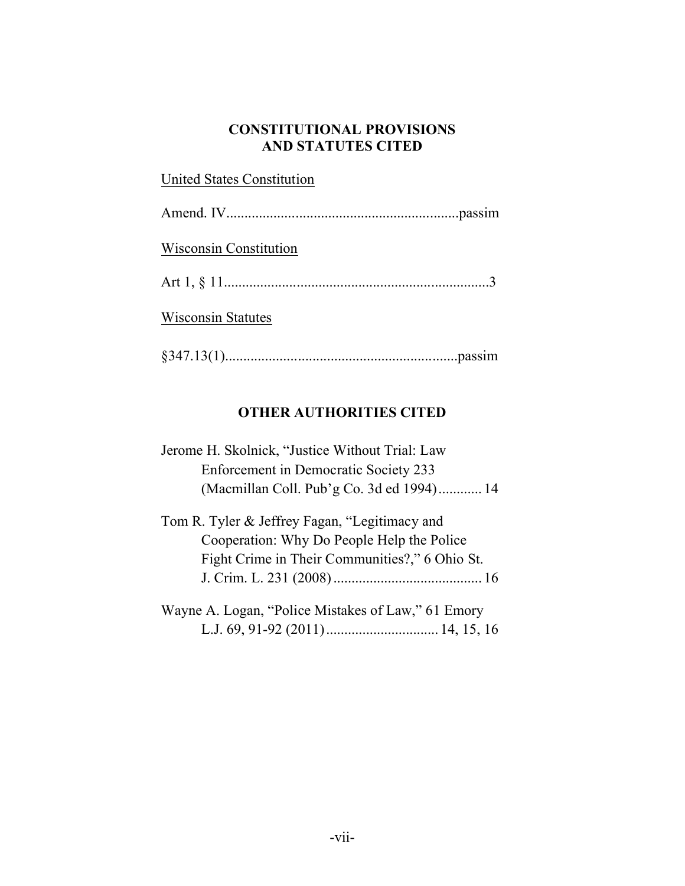## CONSTITUTIONAL PROVISIONS AND STATUTES CITED

United States Constitution

Amend. IV................................................................passim

Wisconsin Constitution

Art 1, § 11.........................................................................3

Wisconsin Statutes

§347.13(1)...............................................................passim

## OTHER AUTHORITIES CITED

Jerome H. Skolnick, "Justice Without Trial: Law Enforcement in Democratic Society 233 (Macmillan Coll. Pub'g Co. 3d ed 1994)............ 14

Tom R. Tyler & Jeffrey Fagan, "Legitimacy and Cooperation: Why Do People Help the Police Fight Crime in Their Communities?," 6 Ohio St. J. Crim. L. 231 (2008)......................................... 16

Wayne A. Logan, "Police Mistakes of Law," 61 Emory L.J. 69, 91-92 (2011)............................... 14, 15, 16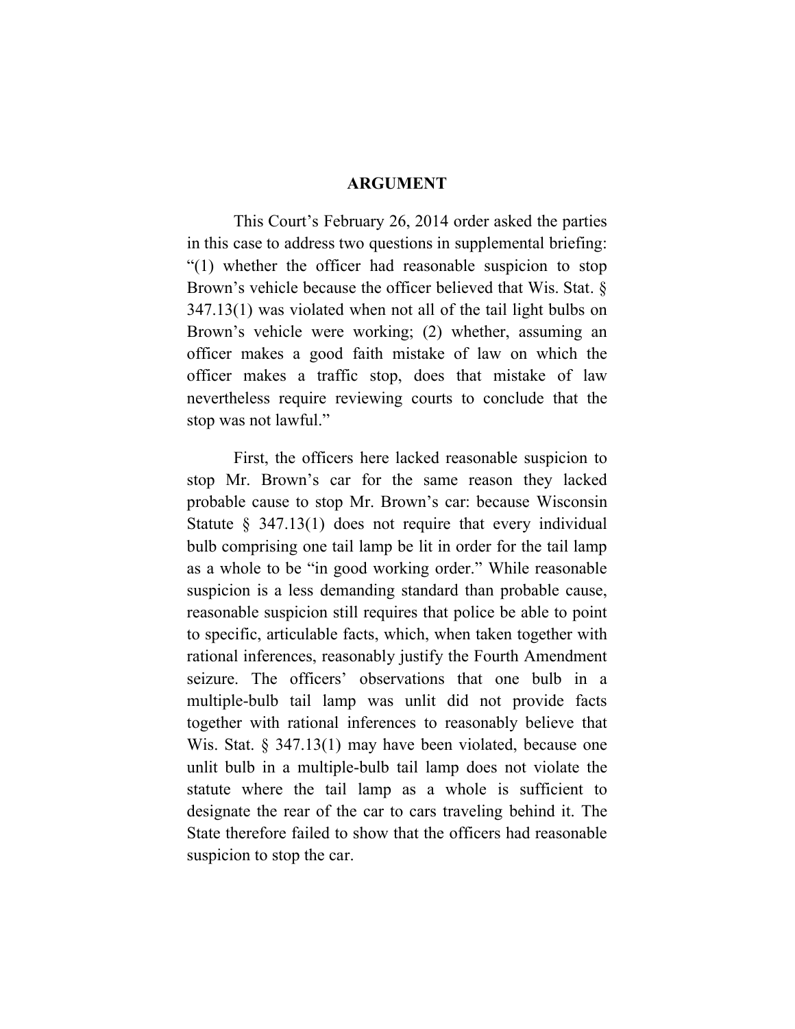# ARGUMENT

This Court's February 26, 2014 order asked the parties in this case to address two questions in supplemental briefing: "(1) whether the officer had reasonable suspicion to stop Brown's vehicle because the officer believed that Wis. Stat. § 347.13(1) was violated when not all of the tail light bulbs on Brown's vehicle were working; (2) whether, assuming an officer makes a good faith mistake of law on which the officer makes a traffic stop, does that mistake of law nevertheless require reviewing courts to conclude that the stop was not lawful."

First, the officers here lacked reasonable suspicion to stop Mr. Brown's car for the same reason they lacked probable cause to stop Mr. Brown's car: because Wisconsin Statute § 347.13(1) does not require that every individual bulb comprising one tail lamp be lit in order for the tail lamp as a whole to be "in good working order." While reasonable suspicion is a less demanding standard than probable cause, reasonable suspicion still requires that police be able to point to specific, articulable facts, which, when taken together with rational inferences, reasonably justify the Fourth Amendment seizure. The officers' observations that one bulb in a multiple-bulb tail lamp was unlit did not provide facts together with rational inferences to reasonably believe that Wis. Stat. § 347.13(1) may have been violated, because one unlit bulb in a multiple-bulb tail lamp does not violate the statute where the tail lamp as a whole is sufficient to designate the rear of the car to cars traveling behind it. The State therefore failed to show that the officers had reasonable suspicion to stop the car.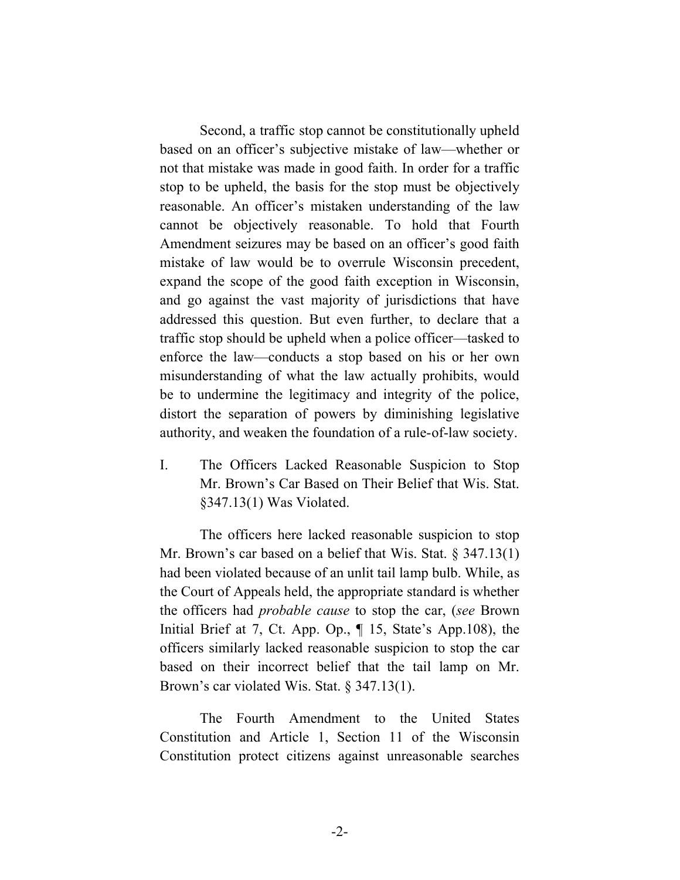Second, a traffic stop cannot be constitutionally upheld based on an officer's subjective mistake of law—whether or not that mistake was made in good faith. In order for a traffic stop to be upheld, the basis for the stop must be objectively reasonable. An officer's mistaken understanding of the law cannot be objectively reasonable. To hold that Fourth Amendment seizures may be based on an officer's good faith mistake of law would be to overrule Wisconsin precedent, expand the scope of the good faith exception in Wisconsin, and go against the vast majority of jurisdictions that have addressed this question. But even further, to declare that a traffic stop should be upheld when a police officer—tasked to enforce the law—conducts a stop based on his or her own misunderstanding of what the law actually prohibits, would be to undermine the legitimacy and integrity of the police, distort the separation of powers by diminishing legislative authority, and weaken the foundation of a rule-of-law society.

## I. The Officers Lacked Reasonable Suspicion to Stop Mr. Brown's Car Based on Their Belief that Wis. Stat. §347.13(1) Was Violated.

The officers here lacked reasonable suspicion to stop Mr. Brown's car based on a belief that Wis. Stat. § 347.13(1) had been violated because of an unlit tail lamp bulb. While, as the Court of Appeals held, the appropriate standard is whether the officers had *probable cause* to stop the car, (*see* Brown Initial Brief at 7, Ct. App. Op., ¶ 15, State's App.108), the officers similarly lacked reasonable suspicion to stop the car based on their incorrect belief that the tail lamp on Mr. Brown's car violated Wis. Stat. § 347.13(1).

The Fourth Amendment to the United States Constitution and Article 1, Section 11 of the Wisconsin Constitution protect citizens against unreasonable searches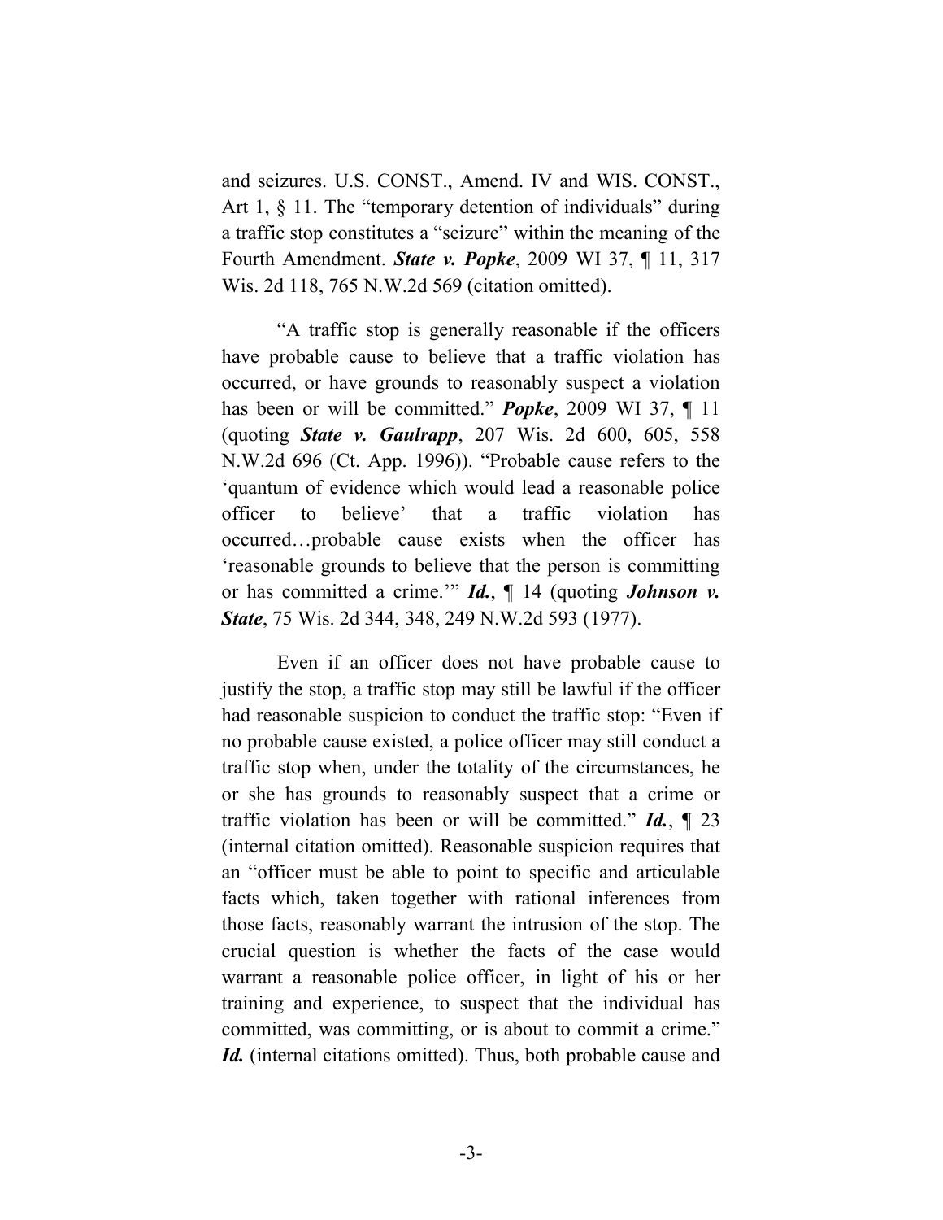and seizures. U.S. CONST., Amend. IV and WIS. CONST., Art 1, § 11. The "temporary detention of individuals" during a traffic stop constitutes a "seizure" within the meaning of the Fourth Amendment. ***State v. Popke***, 2009 WI 37, ¶ 11, 317 Wis. 2d 118, 765 N.W.2d 569 (citation omitted).

"A traffic stop is generally reasonable if the officers have probable cause to believe that a traffic violation has occurred, or have grounds to reasonably suspect a violation has been or will be committed." ***Popke***, 2009 WI 37, ¶ 11 (quoting ***State v. Gaulrapp***, 207 Wis. 2d 600, 605, 558 N.W.2d 696 (Ct. App. 1996)). "Probable cause refers to the 'quantum of evidence which would lead a reasonable police officer to believe' that a traffic violation has occurred…probable cause exists when the officer has 'reasonable grounds to believe that the person is committing or has committed a crime.'" ***Id.***, ¶ 14 (quoting ***Johnson v. State***, 75 Wis. 2d 344, 348, 249 N.W.2d 593 (1977).

Even if an officer does not have probable cause to justify the stop, a traffic stop may still be lawful if the officer had reasonable suspicion to conduct the traffic stop: "Even if no probable cause existed, a police officer may still conduct a traffic stop when, under the totality of the circumstances, he or she has grounds to reasonably suspect that a crime or traffic violation has been or will be committed." ***Id.***, ¶ 23 (internal citation omitted). Reasonable suspicion requires that an "officer must be able to point to specific and articulable facts which, taken together with rational inferences from those facts, reasonably warrant the intrusion of the stop. The crucial question is whether the facts of the case would warrant a reasonable police officer, in light of his or her training and experience, to suspect that the individual has committed, was committing, or is about to commit a crime." ***Id.*** (internal citations omitted). Thus, both probable cause and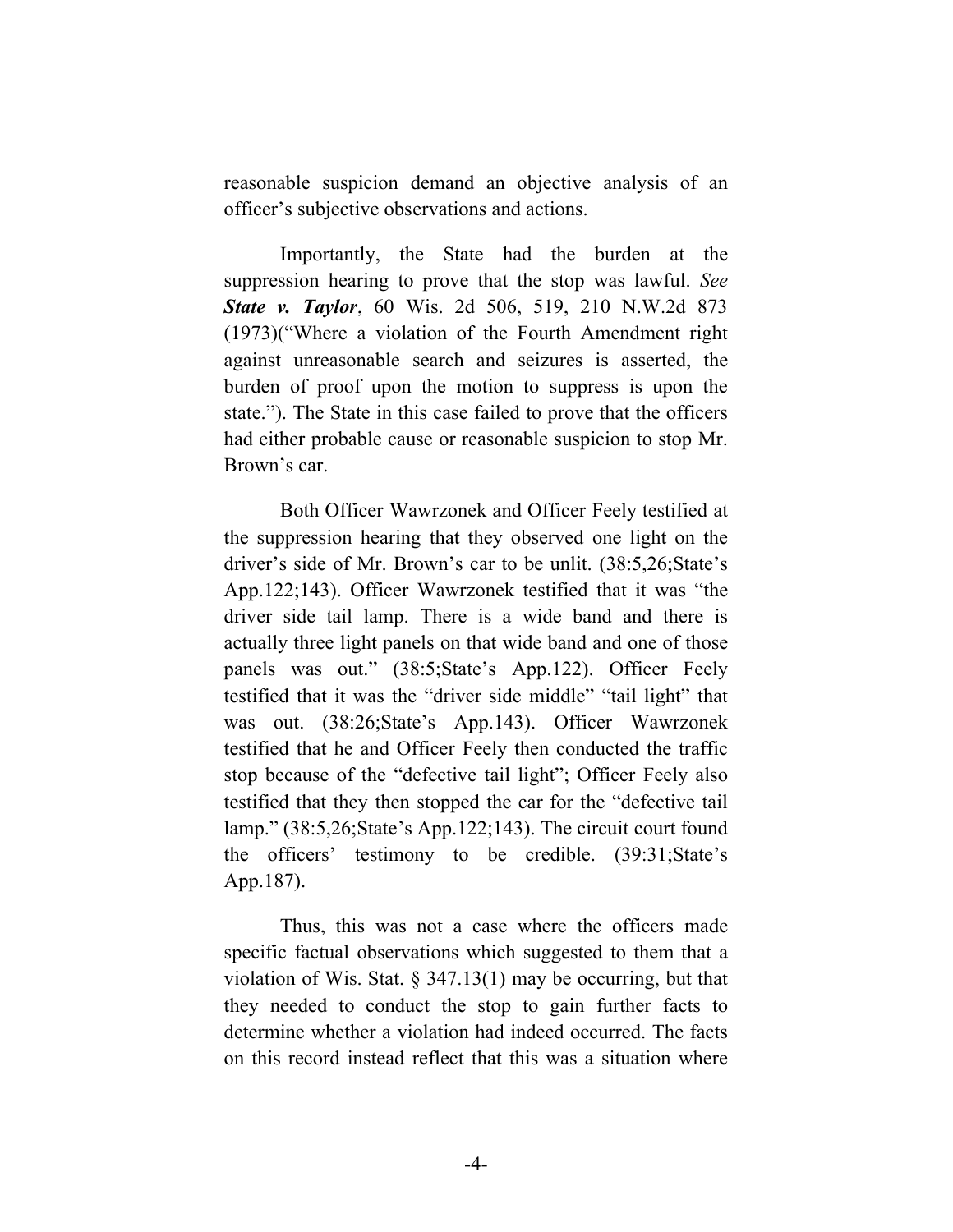reasonable suspicion demand an objective analysis of an officer's subjective observations and actions.

Importantly, the State had the burden at the suppression hearing to prove that the stop was lawful. *See* ***State v. Taylor***, 60 Wis. 2d 506, 519, 210 N.W.2d 873 (1973)("Where a violation of the Fourth Amendment right against unreasonable search and seizures is asserted, the burden of proof upon the motion to suppress is upon the state."). The State in this case failed to prove that the officers had either probable cause or reasonable suspicion to stop Mr. Brown's car.

Both Officer Wawrzonek and Officer Feely testified at the suppression hearing that they observed one light on the driver's side of Mr. Brown's car to be unlit. (38:5,26;State's App.122;143). Officer Wawrzonek testified that it was "the driver side tail lamp. There is a wide band and there is actually three light panels on that wide band and one of those panels was out." (38:5;State's App.122). Officer Feely testified that it was the "driver side middle" "tail light" that was out. (38:26;State's App.143). Officer Wawrzonek testified that he and Officer Feely then conducted the traffic stop because of the "defective tail light"; Officer Feely also testified that they then stopped the car for the "defective tail lamp." (38:5,26;State's App.122;143). The circuit court found the officers' testimony to be credible. (39:31;State's App.187).

Thus, this was not a case where the officers made specific factual observations which suggested to them that a violation of Wis. Stat. § 347.13(1) may be occurring, but that they needed to conduct the stop to gain further facts to determine whether a violation had indeed occurred. The facts on this record instead reflect that this was a situation where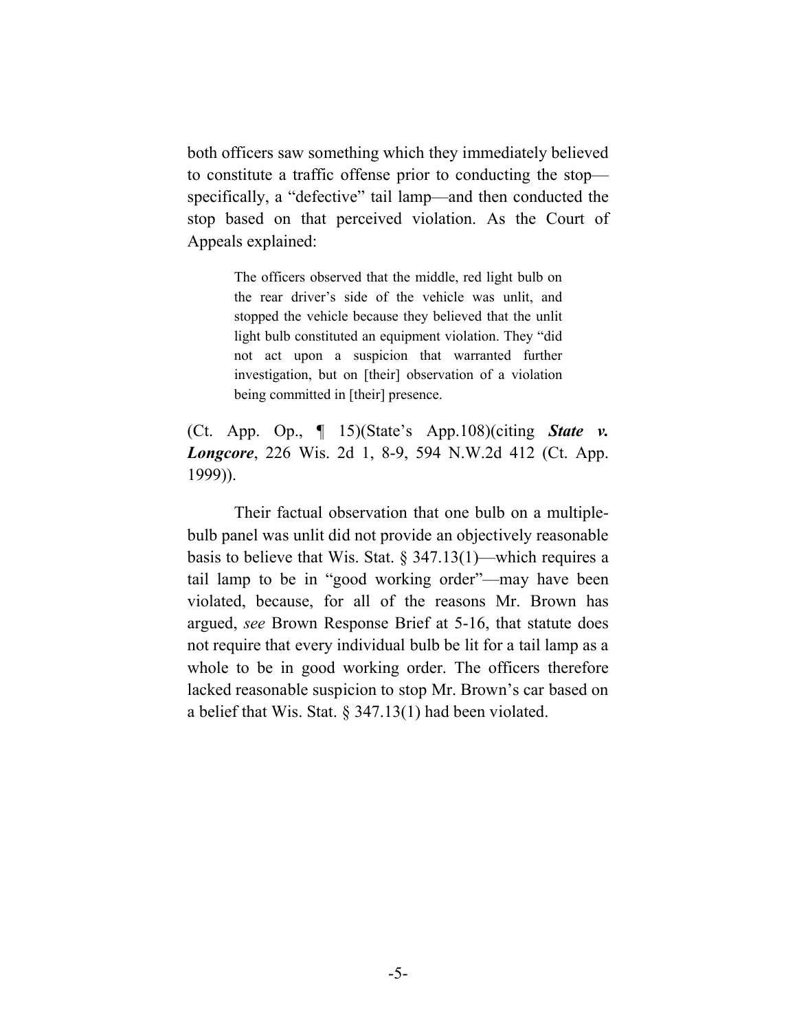both officers saw something which they immediately believed to constitute a traffic offense prior to conducting the stop—specifically, a "defective" tail lamp—and then conducted the stop based on that perceived violation. As the Court of Appeals explained:

> The officers observed that the middle, red light bulb on the rear driver's side of the vehicle was unlit, and stopped the vehicle because they believed that the unlit light bulb constituted an equipment violation. They "did not act upon a suspicion that warranted further investigation, but on [their] observation of a violation being committed in [their] presence.

(Ct. App. Op., ¶ 15)(State's App.108)(citing ***State v. Longcore***, 226 Wis. 2d 1, 8-9, 594 N.W.2d 412 (Ct. App. 1999)).

Their factual observation that one bulb on a multiple-bulb panel was unlit did not provide an objectively reasonable basis to believe that Wis. Stat. § 347.13(1)—which requires a tail lamp to be in "good working order"—may have been violated, because, for all of the reasons Mr. Brown has argued, *see* Brown Response Brief at 5-16, that statute does not require that every individual bulb be lit for a tail lamp as a whole to be in good working order. The officers therefore lacked reasonable suspicion to stop Mr. Brown's car based on a belief that Wis. Stat. § 347.13(1) had been violated.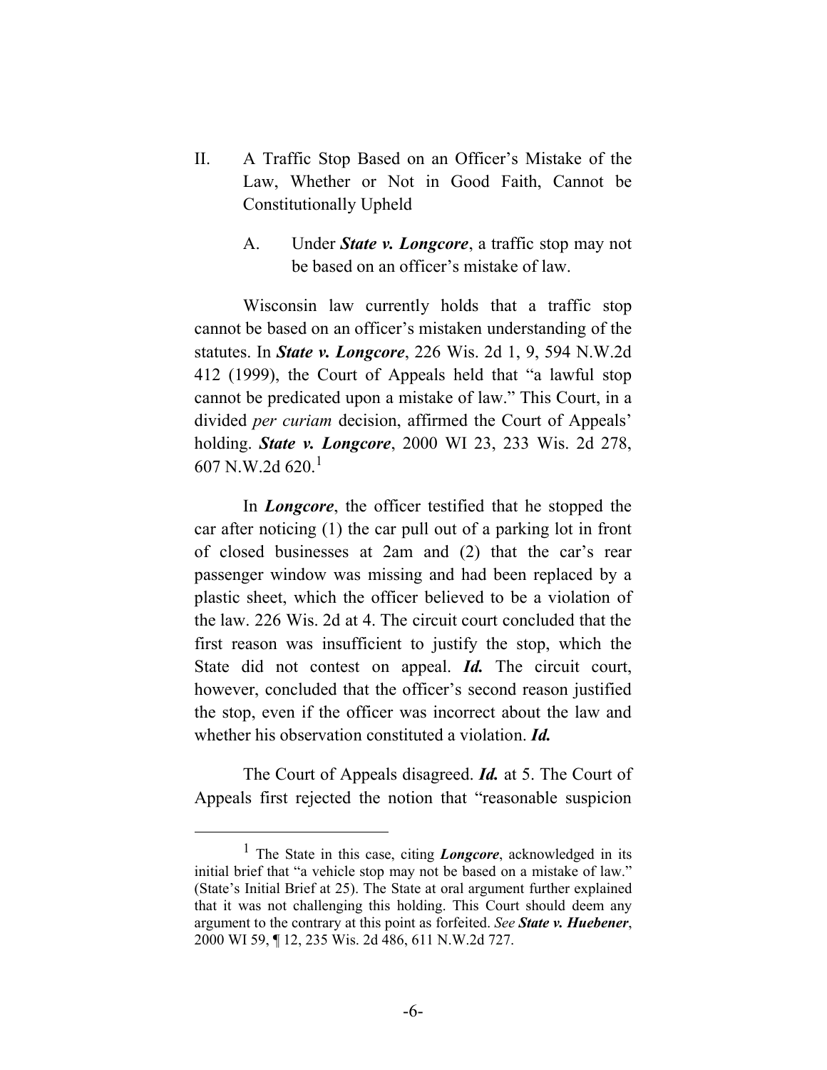## II. A Traffic Stop Based on an Officer's Mistake of the Law, Whether or Not in Good Faith, Cannot be Constitutionally Upheld

### A. Under *State v. Longcore*, a traffic stop may not be based on an officer's mistake of law.

Wisconsin law currently holds that a traffic stop cannot be based on an officer's mistaken understanding of the statutes. In ***State v. Longcore***, 226 Wis. 2d 1, 9, 594 N.W.2d 412 (1999), the Court of Appeals held that "a lawful stop cannot be predicated upon a mistake of law." This Court, in a divided *per curiam* decision, affirmed the Court of Appeals' holding. ***State v. Longcore***, 2000 WI 23, 233 Wis. 2d 278, 607 N.W.2d 620.[1]

In ***Longcore***, the officer testified that he stopped the car after noticing (1) the car pull out of a parking lot in front of closed businesses at 2am and (2) that the car's rear passenger window was missing and had been replaced by a plastic sheet, which the officer believed to be a violation of the law. 226 Wis. 2d at 4. The circuit court concluded that the first reason was insufficient to justify the stop, which the State did not contest on appeal. ***Id.*** The circuit court, however, concluded that the officer's second reason justified the stop, even if the officer was incorrect about the law and whether his observation constituted a violation. ***Id.***

The Court of Appeals disagreed. ***Id.*** at 5. The Court of Appeals first rejected the notion that "reasonable suspicion

[1] The State in this case, citing ***Longcore***, acknowledged in its initial brief that "a vehicle stop may not be based on a mistake of law." (State's Initial Brief at 25). The State at oral argument further explained that it was not challenging this holding. This Court should deem any argument to the contrary at this point as forfeited. *See* ***State v. Huebener***, 2000 WI 59, ¶ 12, 235 Wis. 2d 486, 611 N.W.2d 727.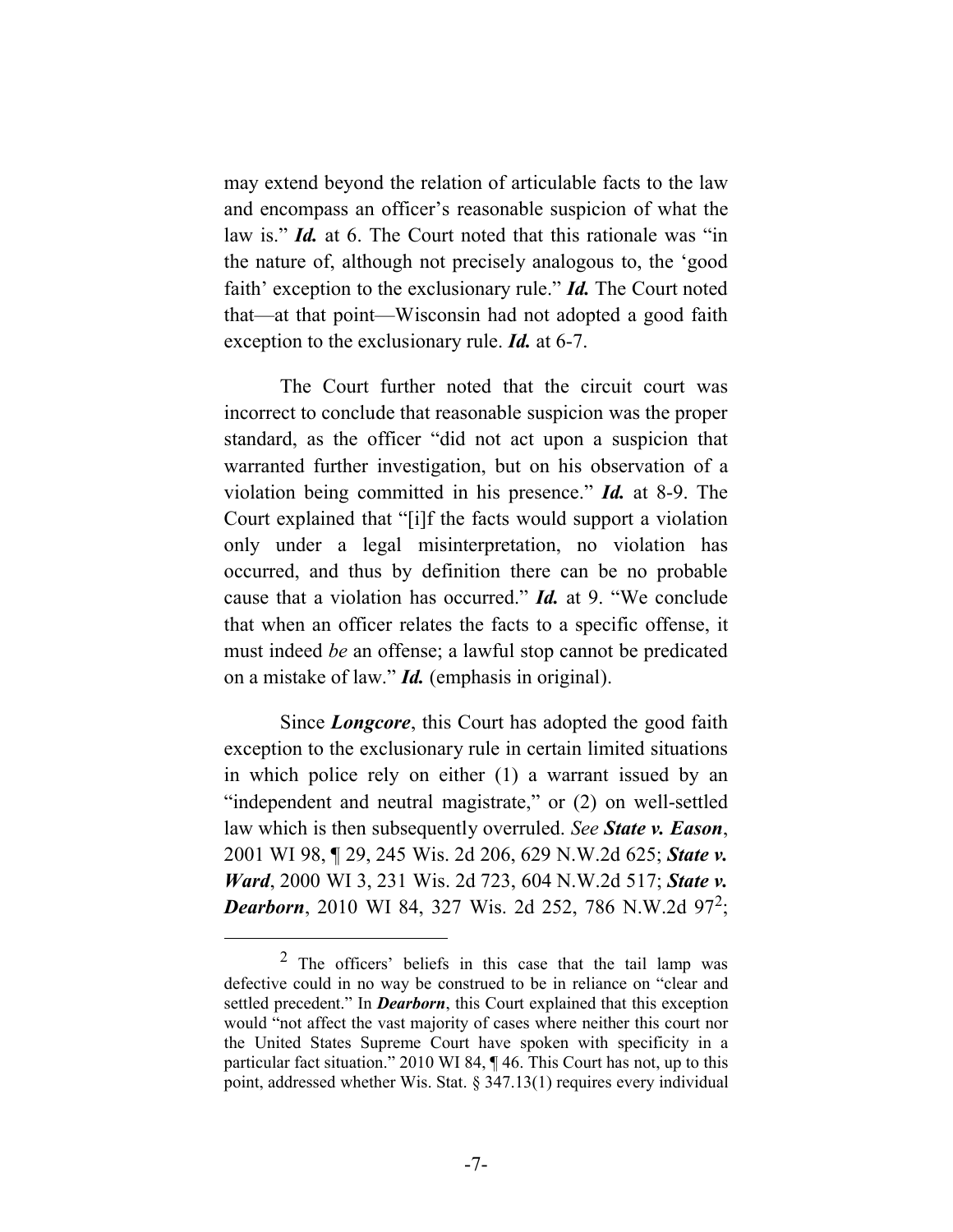may extend beyond the relation of articulable facts to the law and encompass an officer's reasonable suspicion of what the law is." ***Id.*** at 6. The Court noted that this rationale was "in the nature of, although not precisely analogous to, the 'good faith' exception to the exclusionary rule." ***Id.*** The Court noted that—at that point—Wisconsin had not adopted a good faith exception to the exclusionary rule. ***Id.*** at 6-7.

The Court further noted that the circuit court was incorrect to conclude that reasonable suspicion was the proper standard, as the officer "did not act upon a suspicion that warranted further investigation, but on his observation of a violation being committed in his presence." ***Id.*** at 8-9. The Court explained that "[i]f the facts would support a violation only under a legal misinterpretation, no violation has occurred, and thus by definition there can be no probable cause that a violation has occurred." ***Id.*** at 9. "We conclude that when an officer relates the facts to a specific offense, it must indeed *be* an offense; a lawful stop cannot be predicated on a mistake of law." ***Id.*** (emphasis in original).

Since ***Longcore***, this Court has adopted the good faith exception to the exclusionary rule in certain limited situations in which police rely on either (1) a warrant issued by an "independent and neutral magistrate," or (2) on well-settled law which is then subsequently overruled. *See* ***State v. Eason***, 2001 WI 98, ¶ 29, 245 Wis. 2d 206, 629 N.W.2d 625; ***State v. Ward***, 2000 WI 3, 231 Wis. 2d 723, 604 N.W.2d 517; ***State v. Dearborn***, 2010 WI 84, 327 Wis. 2d 252, 786 N.W.2d 97[2];

---

[2] The officers' beliefs in this case that the tail lamp was defective could in no way be construed to be in reliance on "clear and settled precedent." In ***Dearborn***, this Court explained that this exception would "not affect the vast majority of cases where neither this court nor the United States Supreme Court have spoken with specificity in a particular fact situation." 2010 WI 84, ¶ 46. This Court has not, up to this point, addressed whether Wis. Stat. § 347.13(1) requires every individual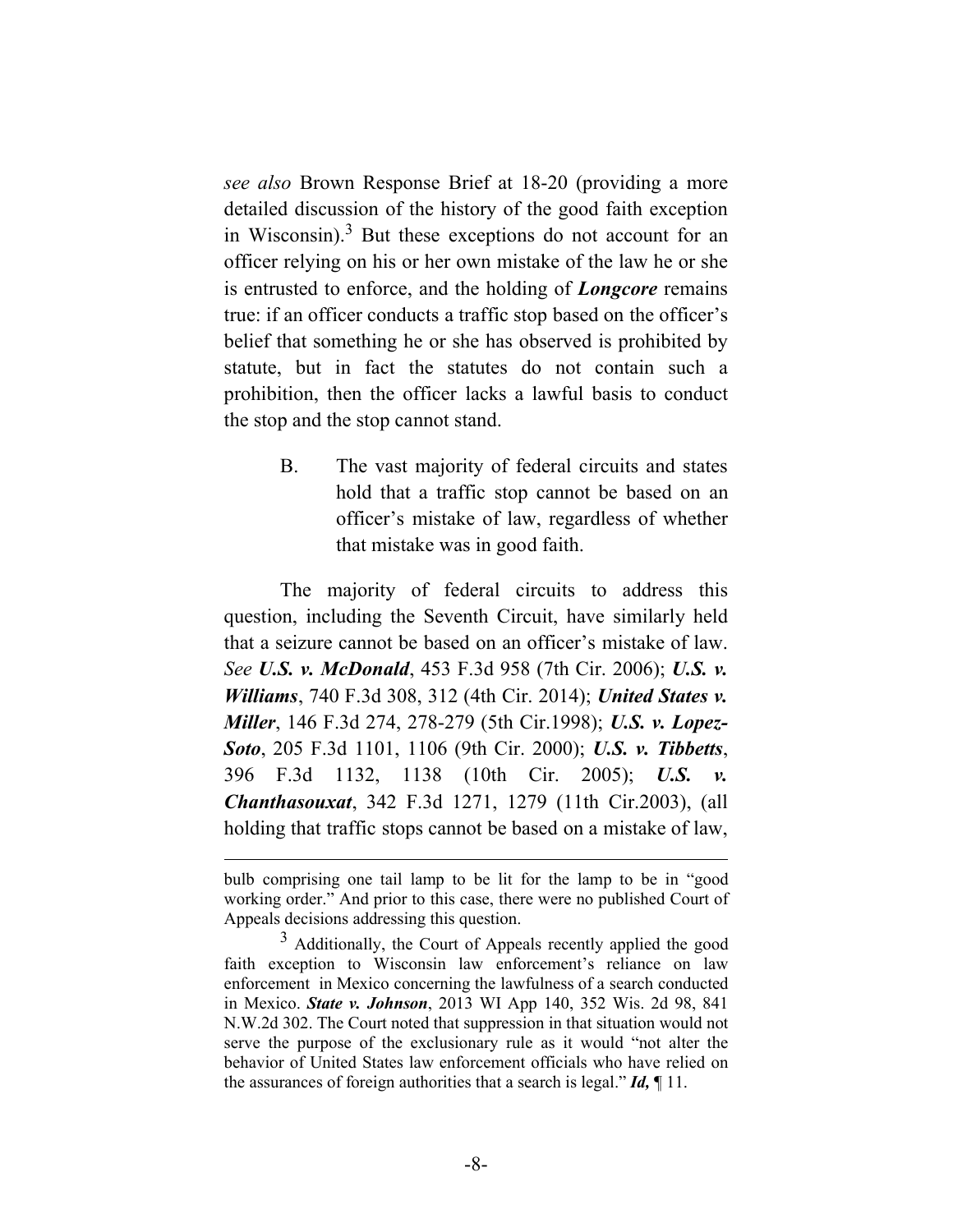*see also* Brown Response Brief at 18-20 (providing a more detailed discussion of the history of the good faith exception in Wisconsin).[3] But these exceptions do not account for an officer relying on his or her own mistake of the law he or she is entrusted to enforce, and the holding of ***Longcore*** remains true: if an officer conducts a traffic stop based on the officer's belief that something he or she has observed is prohibited by statute, but in fact the statutes do not contain such a prohibition, then the officer lacks a lawful basis to conduct the stop and the stop cannot stand.

B. The vast majority of federal circuits and states hold that a traffic stop cannot be based on an officer's mistake of law, regardless of whether that mistake was in good faith.

The majority of federal circuits to address this question, including the Seventh Circuit, have similarly held that a seizure cannot be based on an officer's mistake of law. *See* ***U.S. v. McDonald***, 453 F.3d 958 (7th Cir. 2006); ***U.S. v. Williams***, 740 F.3d 308, 312 (4th Cir. 2014); ***United States v. Miller***, 146 F.3d 274, 278-279 (5th Cir.1998); ***U.S. v. Lopez-Soto***, 205 F.3d 1101, 1106 (9th Cir. 2000); ***U.S. v. Tibbetts***, 396 F.3d 1132, 1138 (10th Cir. 2005); ***U.S. v. Chanthasouxat***, 342 F.3d 1271, 1279 (11th Cir.2003), (all holding that traffic stops cannot be based on a mistake of law,

---

bulb comprising one tail lamp to be lit for the lamp to be in "good working order." And prior to this case, there were no published Court of Appeals decisions addressing this question.

[3] Additionally, the Court of Appeals recently applied the good faith exception to Wisconsin law enforcement's reliance on law enforcement in Mexico concerning the lawfulness of a search conducted in Mexico. ***State v. Johnson***, 2013 WI App 140, 352 Wis. 2d 98, 841 N.W.2d 302. The Court noted that suppression in that situation would not serve the purpose of the exclusionary rule as it would "not alter the behavior of United States law enforcement officials who have relied on the assurances of foreign authorities that a search is legal." ***Id,*** ¶ 11.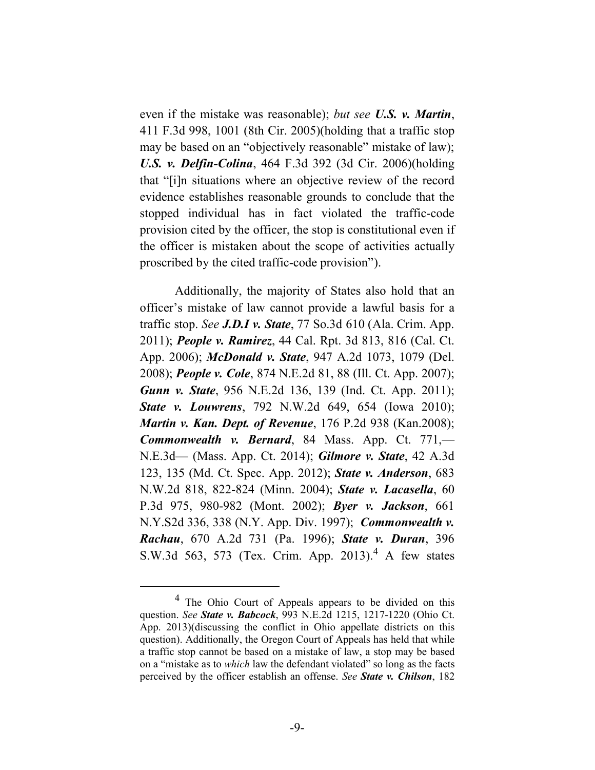even if the mistake was reasonable); *but see* ***U.S. v. Martin***, 411 F.3d 998, 1001 (8th Cir. 2005)(holding that a traffic stop may be based on an "objectively reasonable" mistake of law); ***U.S. v. Delfin-Colina***, 464 F.3d 392 (3d Cir. 2006)(holding that "[i]n situations where an objective review of the record evidence establishes reasonable grounds to conclude that the stopped individual has in fact violated the traffic-code provision cited by the officer, the stop is constitutional even if the officer is mistaken about the scope of activities actually proscribed by the cited traffic-code provision").

Additionally, the majority of States also hold that an officer's mistake of law cannot provide a lawful basis for a traffic stop. *See* ***J.D.I v. State***, 77 So.3d 610 (Ala. Crim. App. 2011); ***People v. Ramirez***, 44 Cal. Rpt. 3d 813, 816 (Cal. Ct. App. 2006); ***McDonald v. State***, 947 A.2d 1073, 1079 (Del. 2008); ***People v. Cole***, 874 N.E.2d 81, 88 (Ill. Ct. App. 2007); ***Gunn v. State***, 956 N.E.2d 136, 139 (Ind. Ct. App. 2011); ***State v. Louwrens***, 792 N.W.2d 649, 654 (Iowa 2010); ***Martin v. Kan. Dept. of Revenue***, 176 P.2d 938 (Kan.2008); ***Commonwealth v. Bernard***, 84 Mass. App. Ct. 771,— N.E.3d— (Mass. App. Ct. 2014); ***Gilmore v. State***, 42 A.3d 123, 135 (Md. Ct. Spec. App. 2012); ***State v. Anderson***, 683 N.W.2d 818, 822-824 (Minn. 2004); ***State v. Lacasella***, 60 P.3d 975, 980-982 (Mont. 2002); ***Byer v. Jackson***, 661 N.Y.S2d 336, 338 (N.Y. App. Div. 1997); ***Commonwealth v. Rachau***, 670 A.2d 731 (Pa. 1996); ***State v. Duran***, 396 S.W.3d 563, 573 (Tex. Crim. App. 2013).[4] A few states

---

[4] The Ohio Court of Appeals appears to be divided on this question. *See* ***State v. Babcock***, 993 N.E.2d 1215, 1217-1220 (Ohio Ct. App. 2013)(discussing the conflict in Ohio appellate districts on this question). Additionally, the Oregon Court of Appeals has held that while a traffic stop cannot be based on a mistake of law, a stop may be based on a "mistake as to *which* law the defendant violated" so long as the facts perceived by the officer establish an offense. *See* ***State v. Chilson***, 182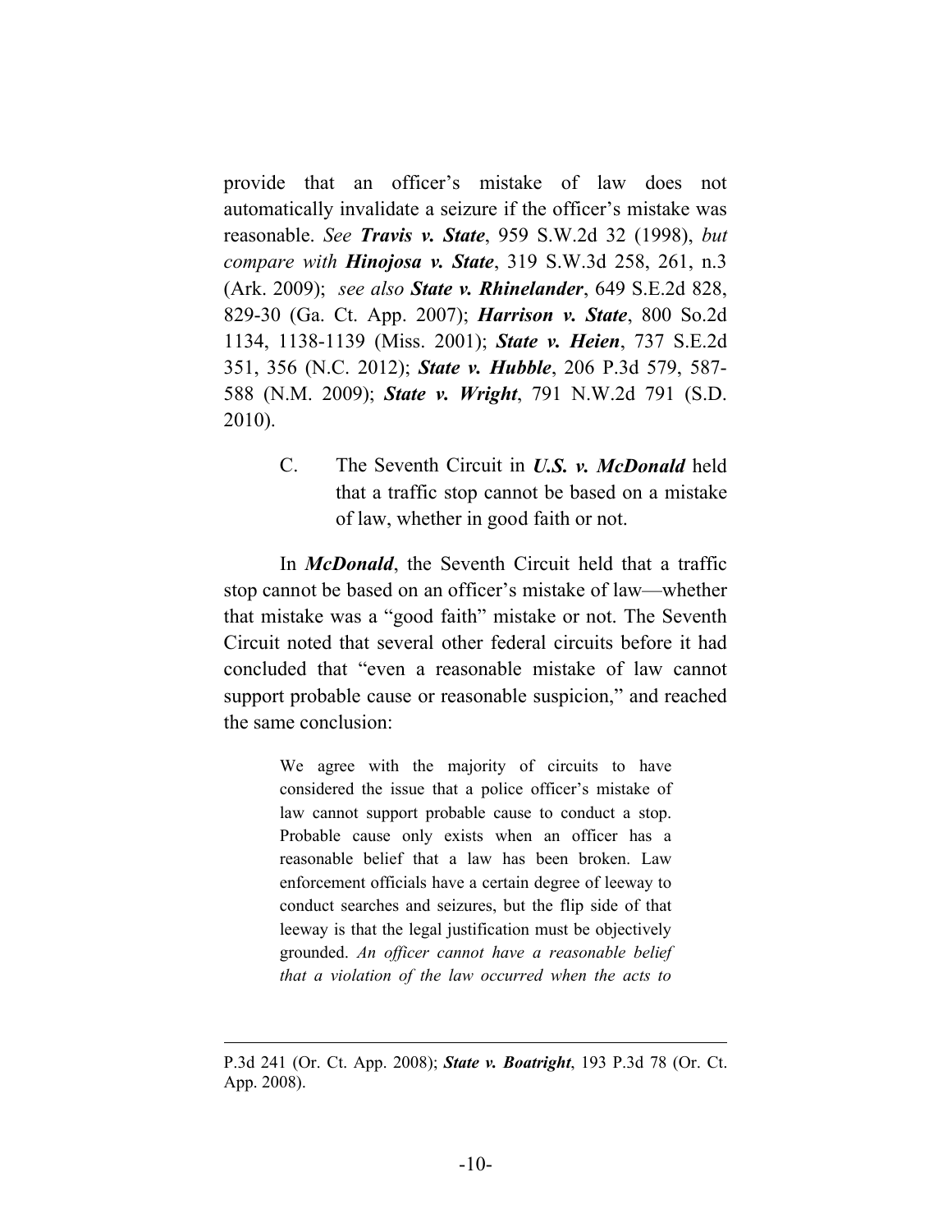provide that an officer's mistake of law does not automatically invalidate a seizure if the officer's mistake was reasonable. *See* ***Travis v. State***, 959 S.W.2d 32 (1998), *but compare with* ***Hinojosa v. State***, 319 S.W.3d 258, 261, n.3 (Ark. 2009); *see also* ***State v. Rhinelander***, 649 S.E.2d 828, 829-30 (Ga. Ct. App. 2007); ***Harrison v. State***, 800 So.2d 1134, 1138-1139 (Miss. 2001); ***State v. Heien***, 737 S.E.2d 351, 356 (N.C. 2012); ***State v. Hubble***, 206 P.3d 579, 587-588 (N.M. 2009); ***State v. Wright***, 791 N.W.2d 791 (S.D. 2010).

### C. The Seventh Circuit in ***U.S. v. McDonald*** held that a traffic stop cannot be based on a mistake of law, whether in good faith or not.

In ***McDonald***, the Seventh Circuit held that a traffic stop cannot be based on an officer's mistake of law—whether that mistake was a "good faith" mistake or not. The Seventh Circuit noted that several other federal circuits before it had concluded that "even a reasonable mistake of law cannot support probable cause or reasonable suspicion," and reached the same conclusion:

> We agree with the majority of circuits to have considered the issue that a police officer's mistake of law cannot support probable cause to conduct a stop. Probable cause only exists when an officer has a reasonable belief that a law has been broken. Law enforcement officials have a certain degree of leeway to conduct searches and seizures, but the flip side of that leeway is that the legal justification must be objectively grounded. *An officer cannot have a reasonable belief that a violation of the law occurred when the acts to*

---

P.3d 241 (Or. Ct. App. 2008); ***State v. Boatright***, 193 P.3d 78 (Or. Ct. App. 2008).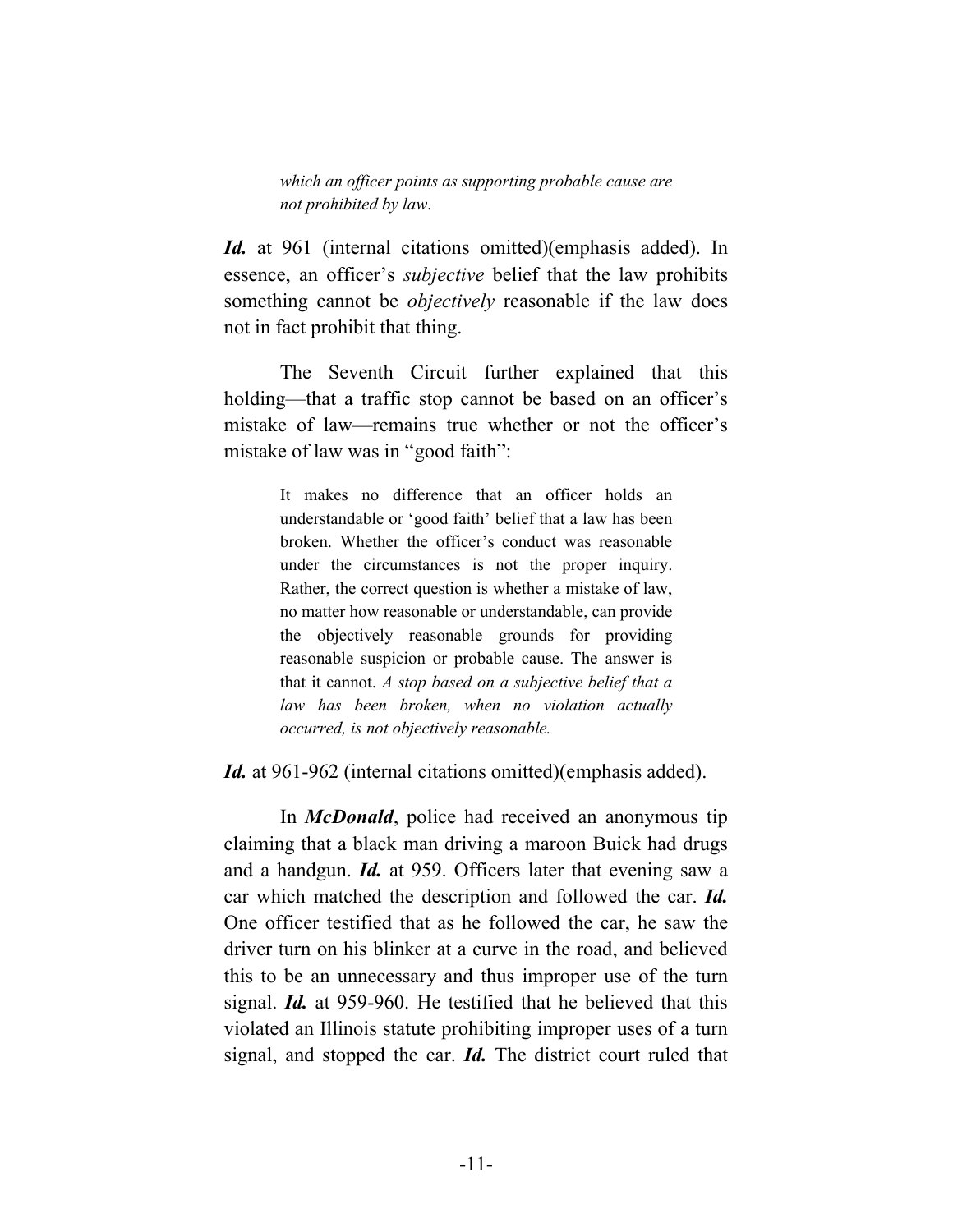> *which an officer points as supporting probable cause are not prohibited by law*.

***Id.*** at 961 (internal citations omitted)(emphasis added). In essence, an officer's *subjective* belief that the law prohibits something cannot be *objectively* reasonable if the law does not in fact prohibit that thing.

The Seventh Circuit further explained that this holding—that a traffic stop cannot be based on an officer's mistake of law—remains true whether or not the officer's mistake of law was in "good faith":

> It makes no difference that an officer holds an understandable or 'good faith' belief that a law has been broken. Whether the officer's conduct was reasonable under the circumstances is not the proper inquiry. Rather, the correct question is whether a mistake of law, no matter how reasonable or understandable, can provide the objectively reasonable grounds for providing reasonable suspicion or probable cause. The answer is that it cannot. *A stop based on a subjective belief that a law has been broken, when no violation actually occurred, is not objectively reasonable.*

***Id.*** at 961-962 (internal citations omitted)(emphasis added).

In ***McDonald***, police had received an anonymous tip claiming that a black man driving a maroon Buick had drugs and a handgun. ***Id.*** at 959. Officers later that evening saw a car which matched the description and followed the car. ***Id.*** One officer testified that as he followed the car, he saw the driver turn on his blinker at a curve in the road, and believed this to be an unnecessary and thus improper use of the turn signal. ***Id.*** at 959-960. He testified that he believed that this violated an Illinois statute prohibiting improper uses of a turn signal, and stopped the car. ***Id.*** The district court ruled that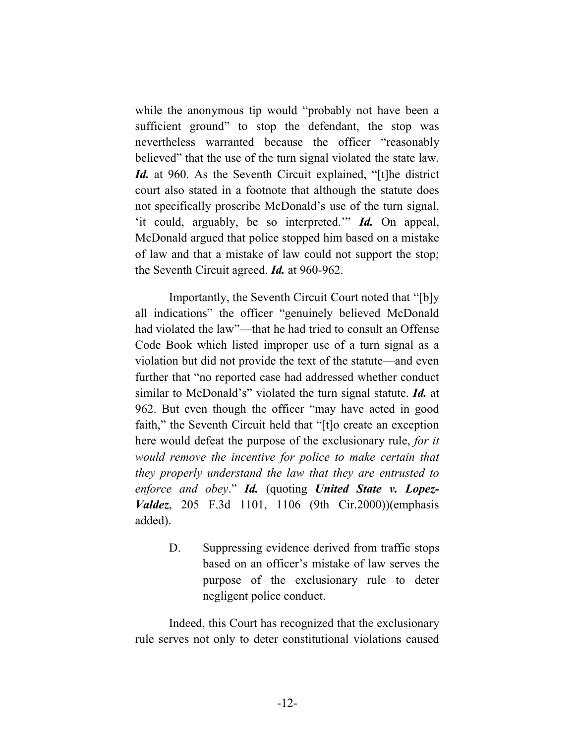while the anonymous tip would "probably not have been a sufficient ground" to stop the defendant, the stop was nevertheless warranted because the officer "reasonably believed" that the use of the turn signal violated the state law. ***Id.*** at 960. As the Seventh Circuit explained, "[t]he district court also stated in a footnote that although the statute does not specifically proscribe McDonald's use of the turn signal, 'it could, arguably, be so interpreted.'" ***Id.*** On appeal, McDonald argued that police stopped him based on a mistake of law and that a mistake of law could not support the stop; the Seventh Circuit agreed. ***Id.*** at 960-962.

Importantly, the Seventh Circuit Court noted that "[b]y all indications" the officer "genuinely believed McDonald had violated the law"—that he had tried to consult an Offense Code Book which listed improper use of a turn signal as a violation but did not provide the text of the statute—and even further that "no reported case had addressed whether conduct similar to McDonald's" violated the turn signal statute. ***Id.*** at 962. But even though the officer "may have acted in good faith," the Seventh Circuit held that "[t]o create an exception here would defeat the purpose of the exclusionary rule, *for it would remove the incentive for police to make certain that they properly understand the law that they are entrusted to enforce and obey*." ***Id.*** (quoting ***United State v. Lopez-Valdez***, 205 F.3d 1101, 1106 (9th Cir.2000))(emphasis added).

D. Suppressing evidence derived from traffic stops based on an officer's mistake of law serves the purpose of the exclusionary rule to deter negligent police conduct.

Indeed, this Court has recognized that the exclusionary rule serves not only to deter constitutional violations caused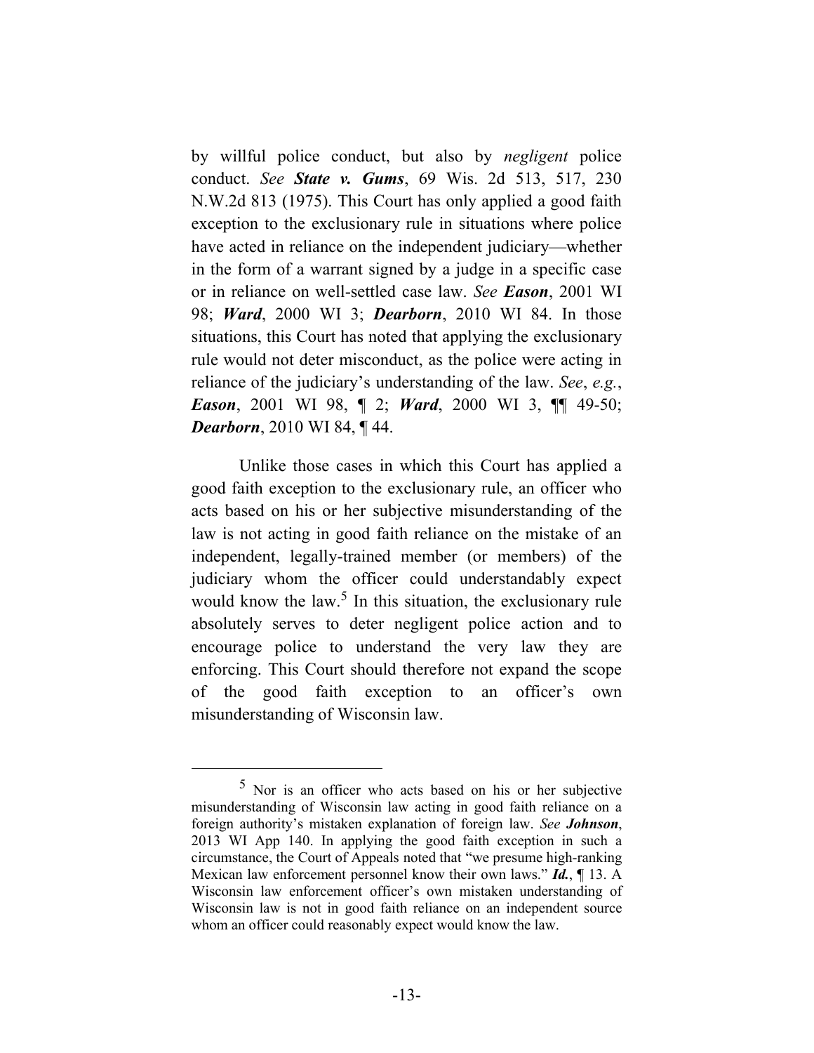by willful police conduct, but also by *negligent* police conduct. *See* ***State v. Gums***, 69 Wis. 2d 513, 517, 230 N.W.2d 813 (1975). This Court has only applied a good faith exception to the exclusionary rule in situations where police have acted in reliance on the independent judiciary—whether in the form of a warrant signed by a judge in a specific case or in reliance on well-settled case law. *See* ***Eason***, 2001 WI 98; ***Ward***, 2000 WI 3; ***Dearborn***, 2010 WI 84. In those situations, this Court has noted that applying the exclusionary rule would not deter misconduct, as the police were acting in reliance of the judiciary's understanding of the law. *See*, *e.g.*, ***Eason***, 2001 WI 98, ¶ 2; ***Ward***, 2000 WI 3, ¶¶ 49-50; ***Dearborn***, 2010 WI 84, ¶ 44.

Unlike those cases in which this Court has applied a good faith exception to the exclusionary rule, an officer who acts based on his or her subjective misunderstanding of the law is not acting in good faith reliance on the mistake of an independent, legally-trained member (or members) of the judiciary whom the officer could understandably expect would know the law.[5] In this situation, the exclusionary rule absolutely serves to deter negligent police action and to encourage police to understand the very law they are enforcing. This Court should therefore not expand the scope of the good faith exception to an officer's own misunderstanding of Wisconsin law.

---

[5] Nor is an officer who acts based on his or her subjective misunderstanding of Wisconsin law acting in good faith reliance on a foreign authority's mistaken explanation of foreign law. *See* ***Johnson***, 2013 WI App 140. In applying the good faith exception in such a circumstance, the Court of Appeals noted that "we presume high-ranking Mexican law enforcement personnel know their own laws." ***Id.***, ¶ 13. A Wisconsin law enforcement officer's own mistaken understanding of Wisconsin law is not in good faith reliance on an independent source whom an officer could reasonably expect would know the law.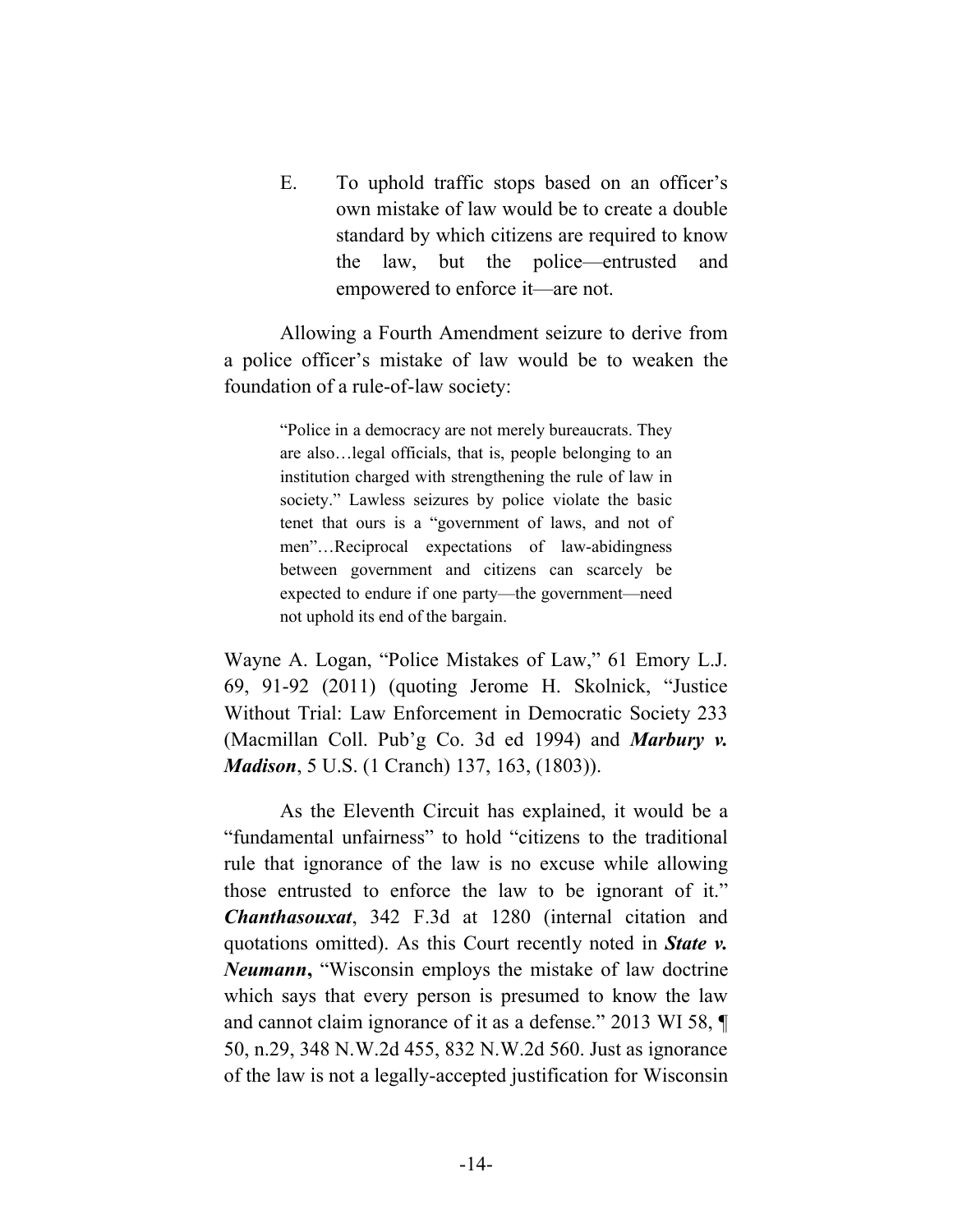E. To uphold traffic stops based on an officer's own mistake of law would be to create a double standard by which citizens are required to know the law, but the police—entrusted and empowered to enforce it—are not.

Allowing a Fourth Amendment seizure to derive from a police officer's mistake of law would be to weaken the foundation of a rule-of-law society:

> "Police in a democracy are not merely bureaucrats. They are also…legal officials, that is, people belonging to an institution charged with strengthening the rule of law in society." Lawless seizures by police violate the basic tenet that ours is a "government of laws, and not of men"…Reciprocal expectations of law-abidingness between government and citizens can scarcely be expected to endure if one party—the government—need not uphold its end of the bargain.

Wayne A. Logan, "Police Mistakes of Law," 61 Emory L.J. 69, 91-92 (2011) (quoting Jerome H. Skolnick, "Justice Without Trial: Law Enforcement in Democratic Society 233 (Macmillan Coll. Pub'g Co. 3d ed 1994) and ***Marbury v. Madison***, 5 U.S. (1 Cranch) 137, 163, (1803)).

As the Eleventh Circuit has explained, it would be a "fundamental unfairness" to hold "citizens to the traditional rule that ignorance of the law is no excuse while allowing those entrusted to enforce the law to be ignorant of it." ***Chanthasouxat***, 342 F.3d at 1280 (internal citation and quotations omitted). As this Court recently noted in ***State v. Neumann*****,** "Wisconsin employs the mistake of law doctrine which says that every person is presumed to know the law and cannot claim ignorance of it as a defense." 2013 WI 58, ¶ 50, n.29, 348 N.W.2d 455, 832 N.W.2d 560. Just as ignorance of the law is not a legally-accepted justification for Wisconsin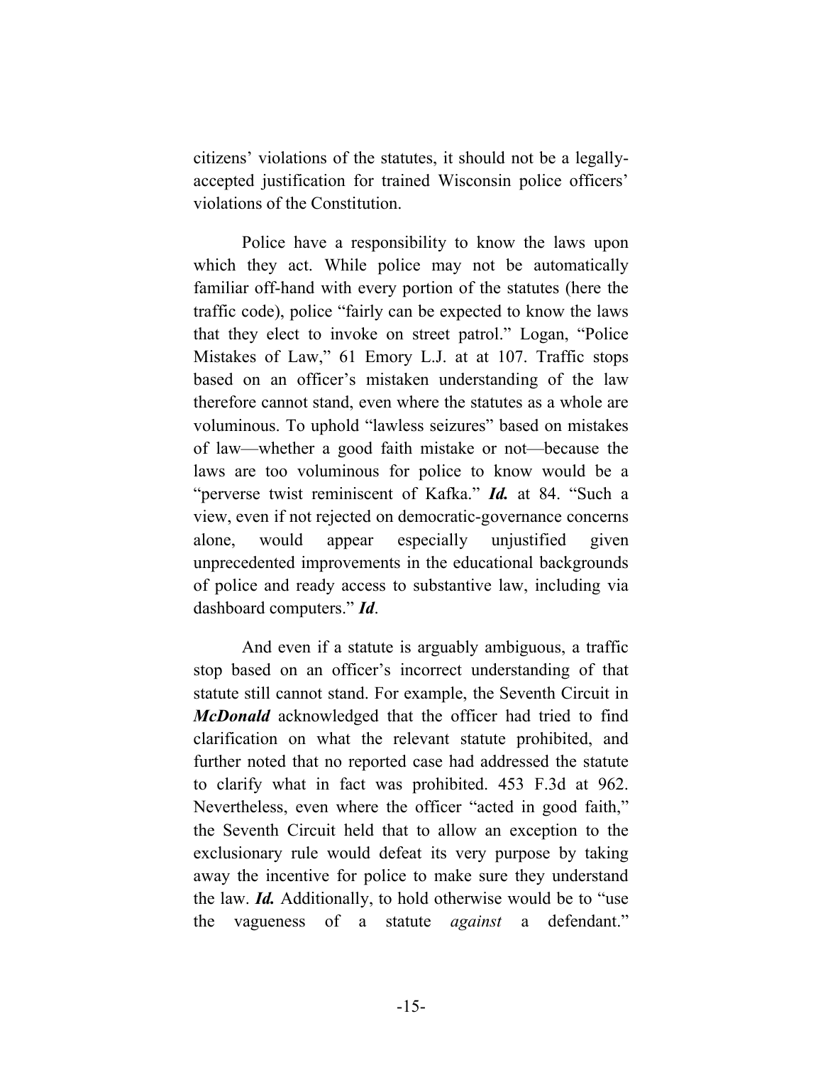citizens' violations of the statutes, it should not be a legally-accepted justification for trained Wisconsin police officers' violations of the Constitution.

Police have a responsibility to know the laws upon which they act. While police may not be automatically familiar off-hand with every portion of the statutes (here the traffic code), police "fairly can be expected to know the laws that they elect to invoke on street patrol." Logan, "Police Mistakes of Law," 61 Emory L.J. at at 107. Traffic stops based on an officer's mistaken understanding of the law therefore cannot stand, even where the statutes as a whole are voluminous. To uphold "lawless seizures" based on mistakes of law—whether a good faith mistake or not—because the laws are too voluminous for police to know would be a "perverse twist reminiscent of Kafka." ***Id.*** at 84. "Such a view, even if not rejected on democratic-governance concerns alone, would appear especially unjustified given unprecedented improvements in the educational backgrounds of police and ready access to substantive law, including via dashboard computers." ***Id***.

And even if a statute is arguably ambiguous, a traffic stop based on an officer's incorrect understanding of that statute still cannot stand. For example, the Seventh Circuit in ***McDonald*** acknowledged that the officer had tried to find clarification on what the relevant statute prohibited, and further noted that no reported case had addressed the statute to clarify what in fact was prohibited. 453 F.3d at 962. Nevertheless, even where the officer "acted in good faith," the Seventh Circuit held that to allow an exception to the exclusionary rule would defeat its very purpose by taking away the incentive for police to make sure they understand the law. ***Id.*** Additionally, to hold otherwise would be to "use the vagueness of a statute *against* a defendant."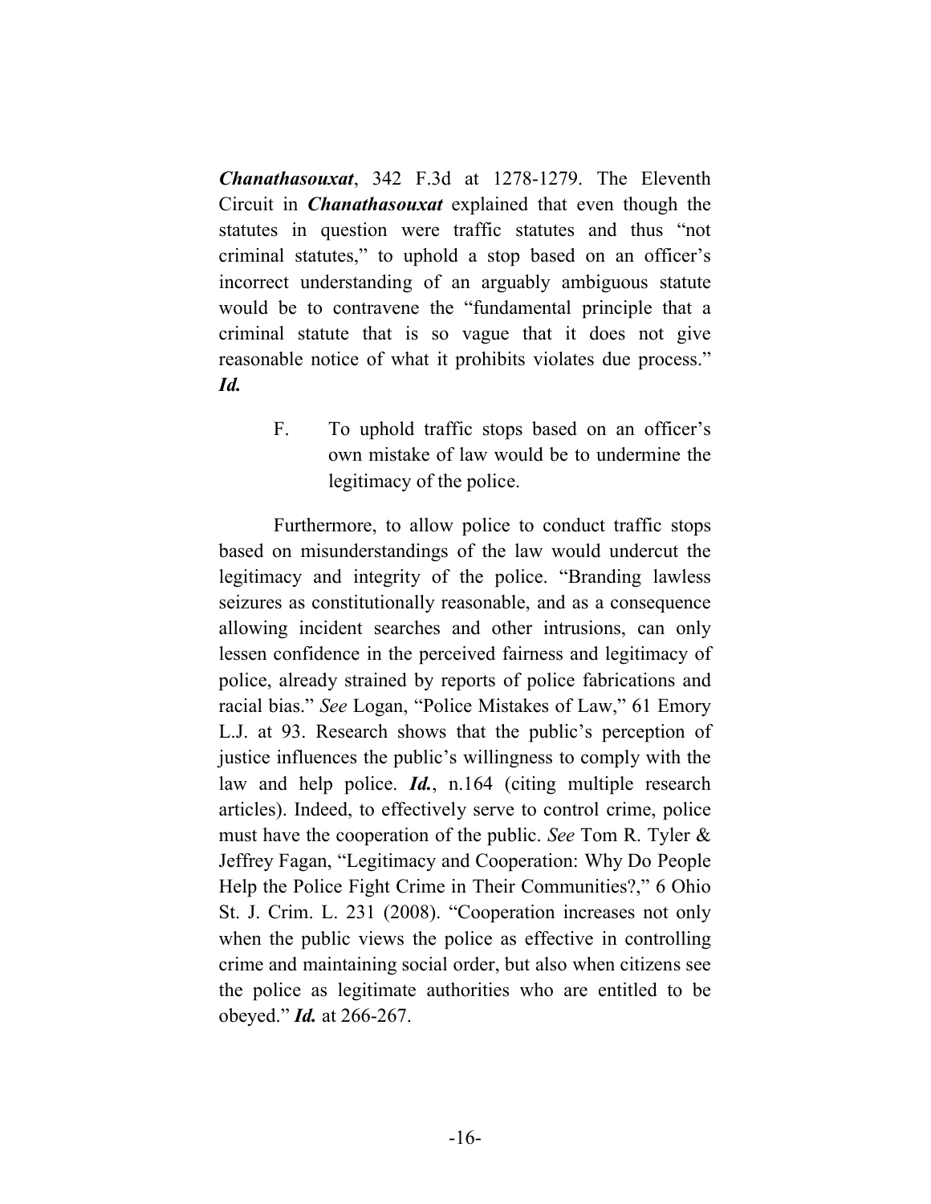***Chanathasouxat***, 342 F.3d at 1278-1279. The Eleventh Circuit in ***Chanathasouxat*** explained that even though the statutes in question were traffic statutes and thus "not criminal statutes," to uphold a stop based on an officer's incorrect understanding of an arguably ambiguous statute would be to contravene the "fundamental principle that a criminal statute that is so vague that it does not give reasonable notice of what it prohibits violates due process." ***Id.***

F. To uphold traffic stops based on an officer's own mistake of law would be to undermine the legitimacy of the police.

Furthermore, to allow police to conduct traffic stops based on misunderstandings of the law would undercut the legitimacy and integrity of the police. "Branding lawless seizures as constitutionally reasonable, and as a consequence allowing incident searches and other intrusions, can only lessen confidence in the perceived fairness and legitimacy of police, already strained by reports of police fabrications and racial bias." *See* Logan, "Police Mistakes of Law," 61 Emory L.J. at 93. Research shows that the public's perception of justice influences the public's willingness to comply with the law and help police. ***Id.***, n.164 (citing multiple research articles). Indeed, to effectively serve to control crime, police must have the cooperation of the public. *See* Tom R. Tyler & Jeffrey Fagan, "Legitimacy and Cooperation: Why Do People Help the Police Fight Crime in Their Communities?," 6 Ohio St. J. Crim. L. 231 (2008). "Cooperation increases not only when the public views the police as effective in controlling crime and maintaining social order, but also when citizens see the police as legitimate authorities who are entitled to be obeyed." ***Id.*** at 266-267.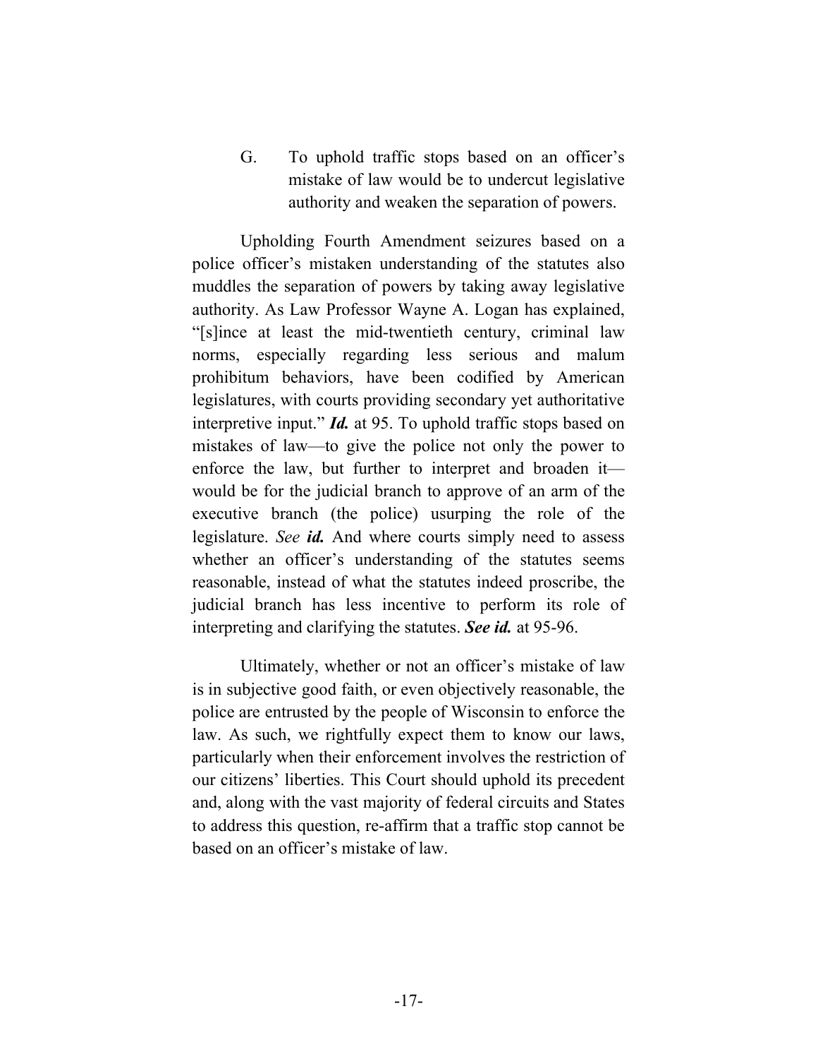G. To uphold traffic stops based on an officer's mistake of law would be to undercut legislative authority and weaken the separation of powers.

Upholding Fourth Amendment seizures based on a police officer's mistaken understanding of the statutes also muddles the separation of powers by taking away legislative authority. As Law Professor Wayne A. Logan has explained, "[s]ince at least the mid-twentieth century, criminal law norms, especially regarding less serious and malum prohibitum behaviors, have been codified by American legislatures, with courts providing secondary yet authoritative interpretive input." ***Id.*** at 95. To uphold traffic stops based on mistakes of law—to give the police not only the power to enforce the law, but further to interpret and broaden it—would be for the judicial branch to approve of an arm of the executive branch (the police) usurping the role of the legislature. *See* ***id.*** And where courts simply need to assess whether an officer's understanding of the statutes seems reasonable, instead of what the statutes indeed proscribe, the judicial branch has less incentive to perform its role of interpreting and clarifying the statutes. ***See id.*** at 95-96.

Ultimately, whether or not an officer's mistake of law is in subjective good faith, or even objectively reasonable, the police are entrusted by the people of Wisconsin to enforce the law. As such, we rightfully expect them to know our laws, particularly when their enforcement involves the restriction of our citizens' liberties. This Court should uphold its precedent and, along with the vast majority of federal circuits and States to address this question, re-affirm that a traffic stop cannot be based on an officer's mistake of law.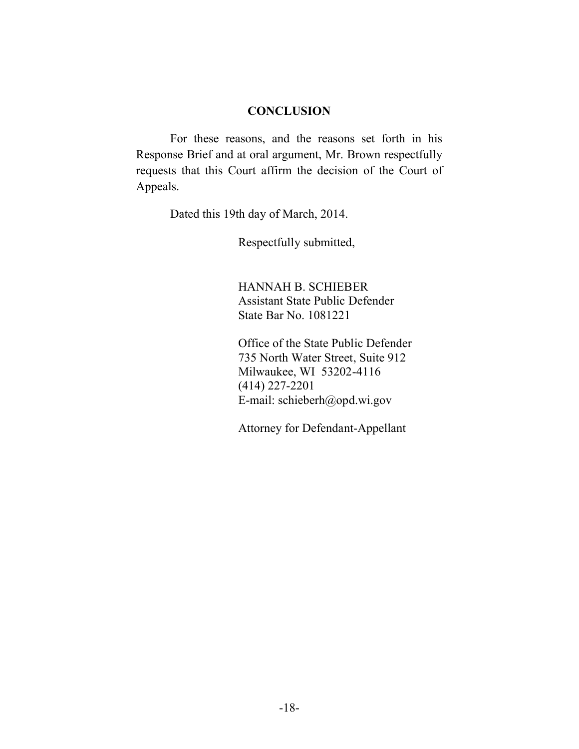## CONCLUSION

For these reasons, and the reasons set forth in his Response Brief and at oral argument, Mr. Brown respectfully requests that this Court affirm the decision of the Court of Appeals.

Dated this 19th day of March, 2014.

Respectfully submitted,

HANNAH B. SCHIEBER
Assistant State Public Defender
State Bar No. 1081221

Office of the State Public Defender
735 North Water Street, Suite 912
Milwaukee, WI 53202-4116
(414) 227-2201
E-mail: schieberh@opd.wi.gov

Attorney for Defendant-Appellant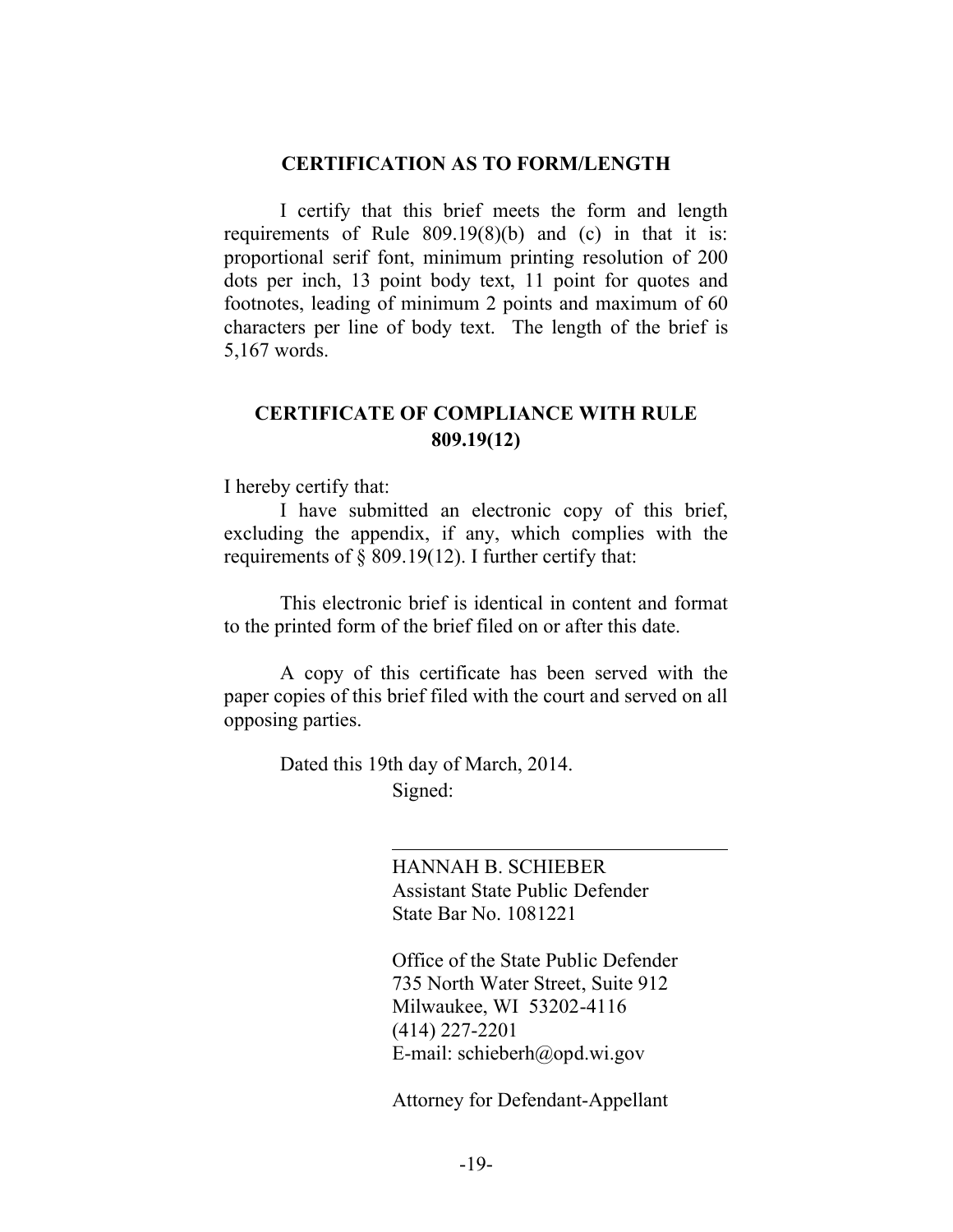## CERTIFICATION AS TO FORM/LENGTH

I certify that this brief meets the form and length requirements of Rule 809.19(8)(b) and (c) in that it is: proportional serif font, minimum printing resolution of 200 dots per inch, 13 point body text, 11 point for quotes and footnotes, leading of minimum 2 points and maximum of 60 characters per line of body text. The length of the brief is 5,167 words.

## CERTIFICATE OF COMPLIANCE WITH RULE 809.19(12)

I hereby certify that:

I have submitted an electronic copy of this brief, excluding the appendix, if any, which complies with the requirements of § 809.19(12). I further certify that:

This electronic brief is identical in content and format to the printed form of the brief filed on or after this date.

A copy of this certificate has been served with the paper copies of this brief filed with the court and served on all opposing parties.

Dated this 19th day of March, 2014.

Signed:

\_\_\_\_\_\_\_\_\_\_\_\_\_\_\_\_\_\_\_\_\_\_\_\_\_\_\_\_\_\_\_\_

HANNAH B. SCHIEBER
Assistant State Public Defender
State Bar No. 1081221

Office of the State Public Defender
735 North Water Street, Suite 912
Milwaukee, WI 53202-4116
(414) 227-2201
E-mail: schieberh@opd.wi.gov

Attorney for Defendant-Appellant